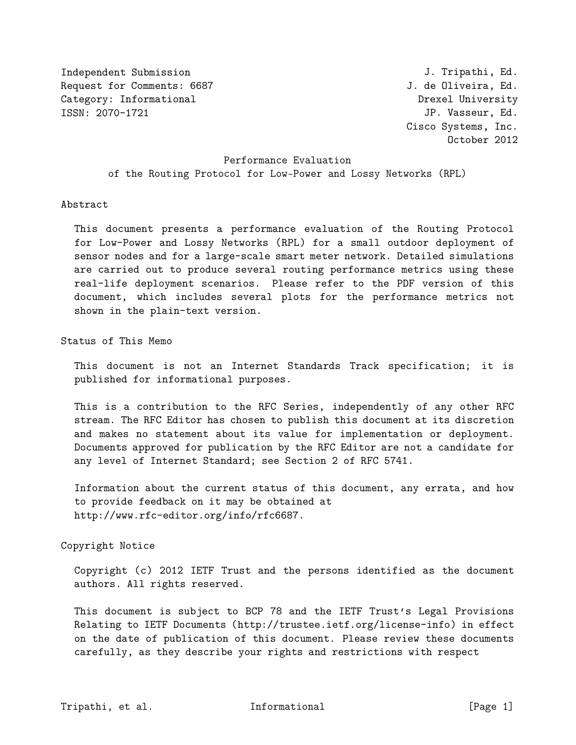Independent Submission  
Request for Comments: 6687  
Category: Informational  
ISSN: 2070-1721

J. Tripathi, Ed.  
J. de Oliveira, Ed.  
Drexel University  
JP. Vasseur, Ed.  
Cisco Systems, Inc.  
October 2012

# Performance Evaluation of the Routing Protocol for Low-Power and Lossy Networks (RPL)

## Abstract

This document presents a performance evaluation of the Routing Protocol for Low-Power and Lossy Networks (RPL) for a small outdoor deployment of sensor nodes and for a large-scale smart meter network. Detailed simulations are carried out to produce several routing performance metrics using these real-life deployment scenarios. Please refer to the PDF version of this document, which includes several plots for the performance metrics not shown in the plain-text version.

## Status of This Memo

This document is not an Internet Standards Track specification; it is published for informational purposes.

This is a contribution to the RFC Series, independently of any other RFC stream. The RFC Editor has chosen to publish this document at its discretion and makes no statement about its value for implementation or deployment. Documents approved for publication by the RFC Editor are not a candidate for any level of Internet Standard; see Section 2 of RFC 5741.

Information about the current status of this document, any errata, and how to provide feedback on it may be obtained at http://www.rfc-editor.org/info/rfc6687.

## Copyright Notice

Copyright (c) 2012 IETF Trust and the persons identified as the document authors. All rights reserved.

This document is subject to BCP 78 and the IETF Trust's Legal Provisions Relating to IETF Documents (http://trustee.ietf.org/license-info) in effect on the date of publication of this document. Please review these documents carefully, as they describe your rights and restrictions with respect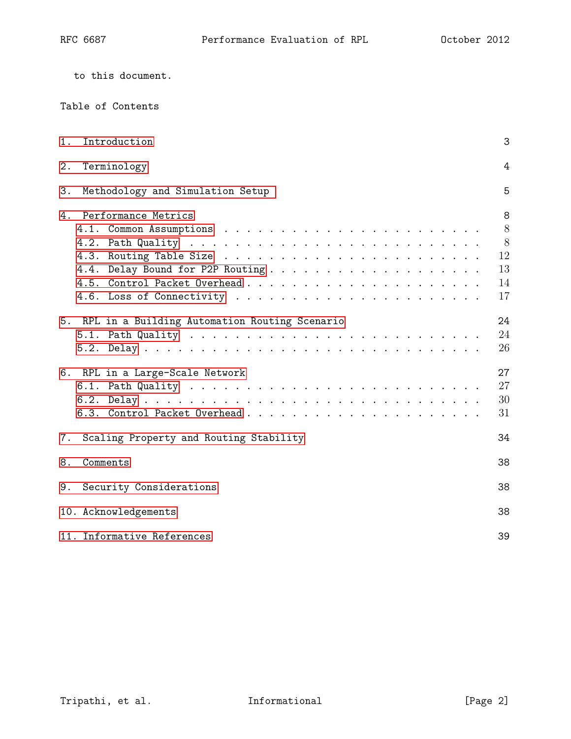to this document.

Table of Contents

1. Introduction . . . . . . . . . . . . . . . . . . . . . . . . . 3
2. Terminology . . . . . . . . . . . . . . . . . . . . . . . . . . 4
3. Methodology and Simulation Setup . . . . . . . . . . . . . . . 5
4. Performance Metrics . . . . . . . . . . . . . . . . . . . . . . 8
   4.1. Common Assumptions . . . . . . . . . . . . . . . . . . . . 8
   4.2. Path Quality . . . . . . . . . . . . . . . . . . . . . . . 8
   4.3. Routing Table Size . . . . . . . . . . . . . . . . . . . . 12
   4.4. Delay Bound for P2P Routing . . . . . . . . . . . . . . . 13
   4.5. Control Packet Overhead . . . . . . . . . . . . . . . . . 14
   4.6. Loss of Connectivity . . . . . . . . . . . . . . . . . . . 17
5. RPL in a Building Automation Routing Scenario . . . . . . . . . 24
   5.1. Path Quality . . . . . . . . . . . . . . . . . . . . . . . 24
   5.2. Delay . . . . . . . . . . . . . . . . . . . . . . . . . . 26
6. RPL in a Large-Scale Network . . . . . . . . . . . . . . . . . 27
   6.1. Path Quality . . . . . . . . . . . . . . . . . . . . . . . 27
   6.2. Delay . . . . . . . . . . . . . . . . . . . . . . . . . . 30
   6.3. Control Packet Overhead . . . . . . . . . . . . . . . . . 31
7. Scaling Property and Routing Stability . . . . . . . . . . . . 34
8. Comments . . . . . . . . . . . . . . . . . . . . . . . . . . . 38
9. Security Considerations . . . . . . . . . . . . . . . . . . . . 38
10. Acknowledgements . . . . . . . . . . . . . . . . . . . . . . . 38
11. Informative References . . . . . . . . . . . . . . . . . . . . 39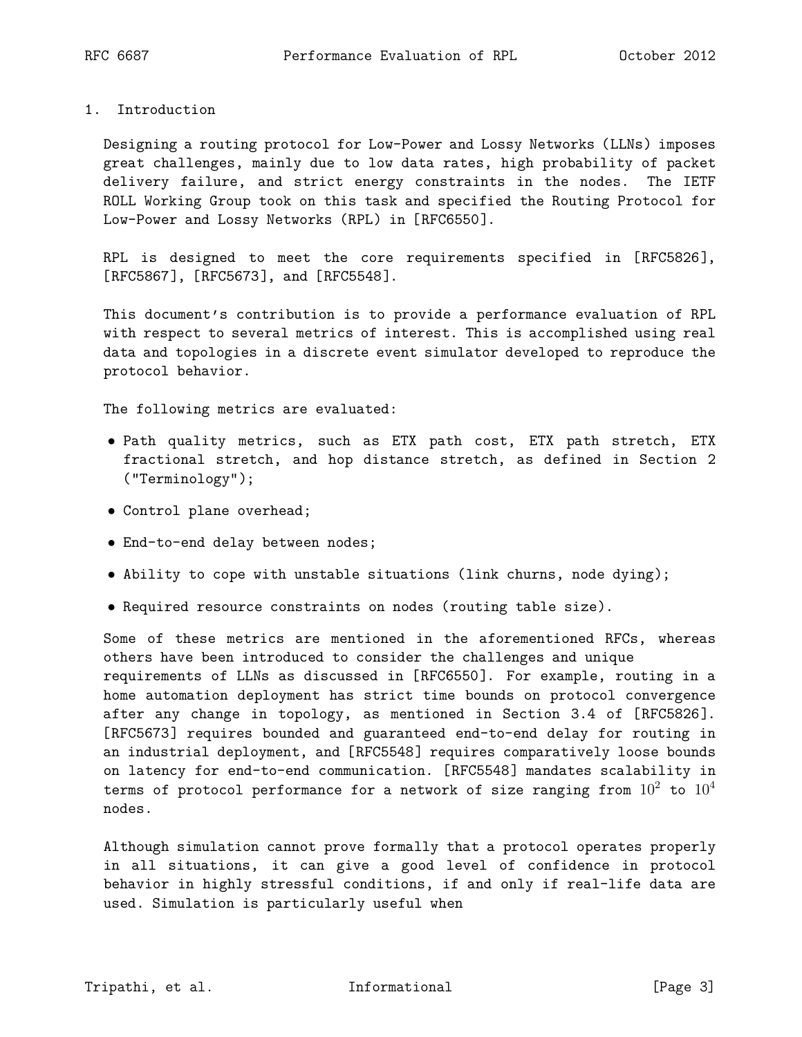# 1. Introduction

Designing a routing protocol for Low-Power and Lossy Networks (LLNs) imposes great challenges, mainly due to low data rates, high probability of packet delivery failure, and strict energy constraints in the nodes. The IETF ROLL Working Group took on this task and specified the Routing Protocol for Low-Power and Lossy Networks (RPL) in [RFC6550].

RPL is designed to meet the core requirements specified in [RFC5826], [RFC5867], [RFC5673], and [RFC5548].

This document's contribution is to provide a performance evaluation of RPL with respect to several metrics of interest. This is accomplished using real data and topologies in a discrete event simulator developed to reproduce the protocol behavior.

The following metrics are evaluated:

- Path quality metrics, such as ETX path cost, ETX path stretch, ETX fractional stretch, and hop distance stretch, as defined in Section 2 ("Terminology");
- Control plane overhead;
- End-to-end delay between nodes;
- Ability to cope with unstable situations (link churns, node dying);
- Required resource constraints on nodes (routing table size).

Some of these metrics are mentioned in the aforementioned RFCs, whereas others have been introduced to consider the challenges and unique requirements of LLNs as discussed in [RFC6550]. For example, routing in a home automation deployment has strict time bounds on protocol convergence after any change in topology, as mentioned in Section 3.4 of [RFC5826]. [RFC5673] requires bounded and guaranteed end-to-end delay for routing in an industrial deployment, and [RFC5548] requires comparatively loose bounds on latency for end-to-end communication. [RFC5548] mandates scalability in terms of protocol performance for a network of size ranging from $10^2$ to $10^4$ nodes.

Although simulation cannot prove formally that a protocol operates properly in all situations, it can give a good level of confidence in protocol behavior in highly stressful conditions, if and only if real-life data are used. Simulation is particularly useful when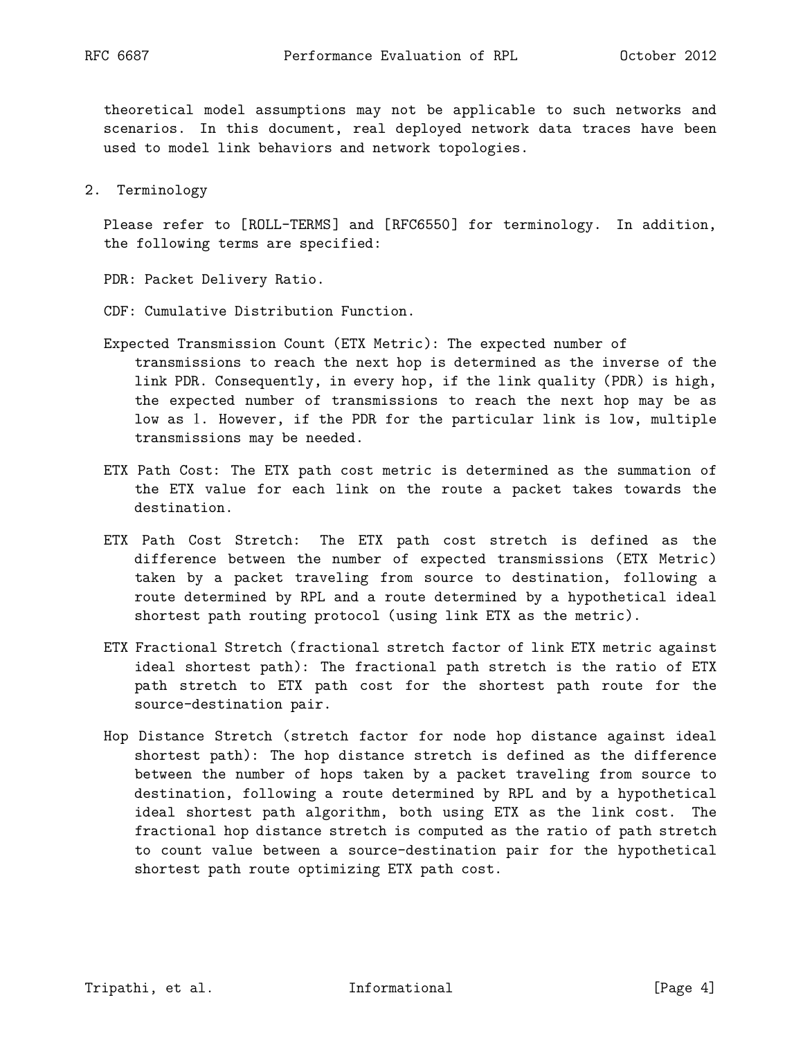theoretical model assumptions may not be applicable to such networks and scenarios. In this document, real deployed network data traces have been used to model link behaviors and network topologies.

## 2. Terminology

Please refer to [ROLL-TERMS] and [RFC6550] for terminology. In addition, the following terms are specified:

PDR: Packet Delivery Ratio.

CDF: Cumulative Distribution Function.

Expected Transmission Count (ETX Metric): The expected number of transmissions to reach the next hop is determined as the inverse of the link PDR. Consequently, in every hop, if the link quality (PDR) is high, the expected number of transmissions to reach the next hop may be as low as 1. However, if the PDR for the particular link is low, multiple transmissions may be needed.

ETX Path Cost: The ETX path cost metric is determined as the summation of the ETX value for each link on the route a packet takes towards the destination.

ETX Path Cost Stretch: The ETX path cost stretch is defined as the difference between the number of expected transmissions (ETX Metric) taken by a packet traveling from source to destination, following a route determined by RPL and a route determined by a hypothetical ideal shortest path routing protocol (using link ETX as the metric).

ETX Fractional Stretch (fractional stretch factor of link ETX metric against ideal shortest path): The fractional path stretch is the ratio of ETX path stretch to ETX path cost for the shortest path route for the source-destination pair.

Hop Distance Stretch (stretch factor for node hop distance against ideal shortest path): The hop distance stretch is defined as the difference between the number of hops taken by a packet traveling from source to destination, following a route determined by RPL and by a hypothetical ideal shortest path algorithm, both using ETX as the link cost. The fractional hop distance stretch is computed as the ratio of path stretch to count value between a source-destination pair for the hypothetical shortest path route optimizing ETX path cost.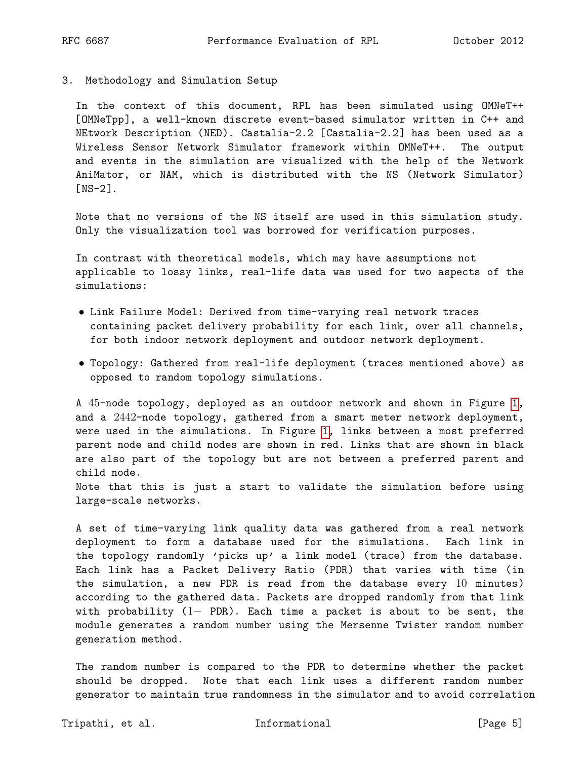## 3. Methodology and Simulation Setup

In the context of this document, RPL has been simulated using OMNeT++ [OMNeTpp], a well-known discrete event-based simulator written in C++ and NEtwork Description (NED). Castalia-2.2 [Castalia-2.2] has been used as a Wireless Sensor Network Simulator framework within OMNeT++. The output and events in the simulation are visualized with the help of the Network AniMator, or NAM, which is distributed with the NS (Network Simulator) [NS-2].

Note that no versions of the NS itself are used in this simulation study. Only the visualization tool was borrowed for verification purposes.

In contrast with theoretical models, which may have assumptions not applicable to lossy links, real-life data was used for two aspects of the simulations:

- Link Failure Model: Derived from time-varying real network traces containing packet delivery probability for each link, over all channels, for both indoor network deployment and outdoor network deployment.
- Topology: Gathered from real-life deployment (traces mentioned above) as opposed to random topology simulations.

A 45-node topology, deployed as an outdoor network and shown in Figure 1, and a 2442-node topology, gathered from a smart meter network deployment, were used in the simulations. In Figure 1, links between a most preferred parent node and child nodes are shown in red. Links that are shown in black are also part of the topology but are not between a preferred parent and child node.
Note that this is just a start to validate the simulation before using large-scale networks.

A set of time-varying link quality data was gathered from a real network deployment to form a database used for the simulations. Each link in the topology randomly 'picks up' a link model (trace) from the database. Each link has a Packet Delivery Ratio (PDR) that varies with time (in the simulation, a new PDR is read from the database every 10 minutes) according to the gathered data. Packets are dropped randomly from that link with probability (1− PDR). Each time a packet is about to be sent, the module generates a random number using the Mersenne Twister random number generation method.

The random number is compared to the PDR to determine whether the packet should be dropped. Note that each link uses a different random number generator to maintain true randomness in the simulator and to avoid correlation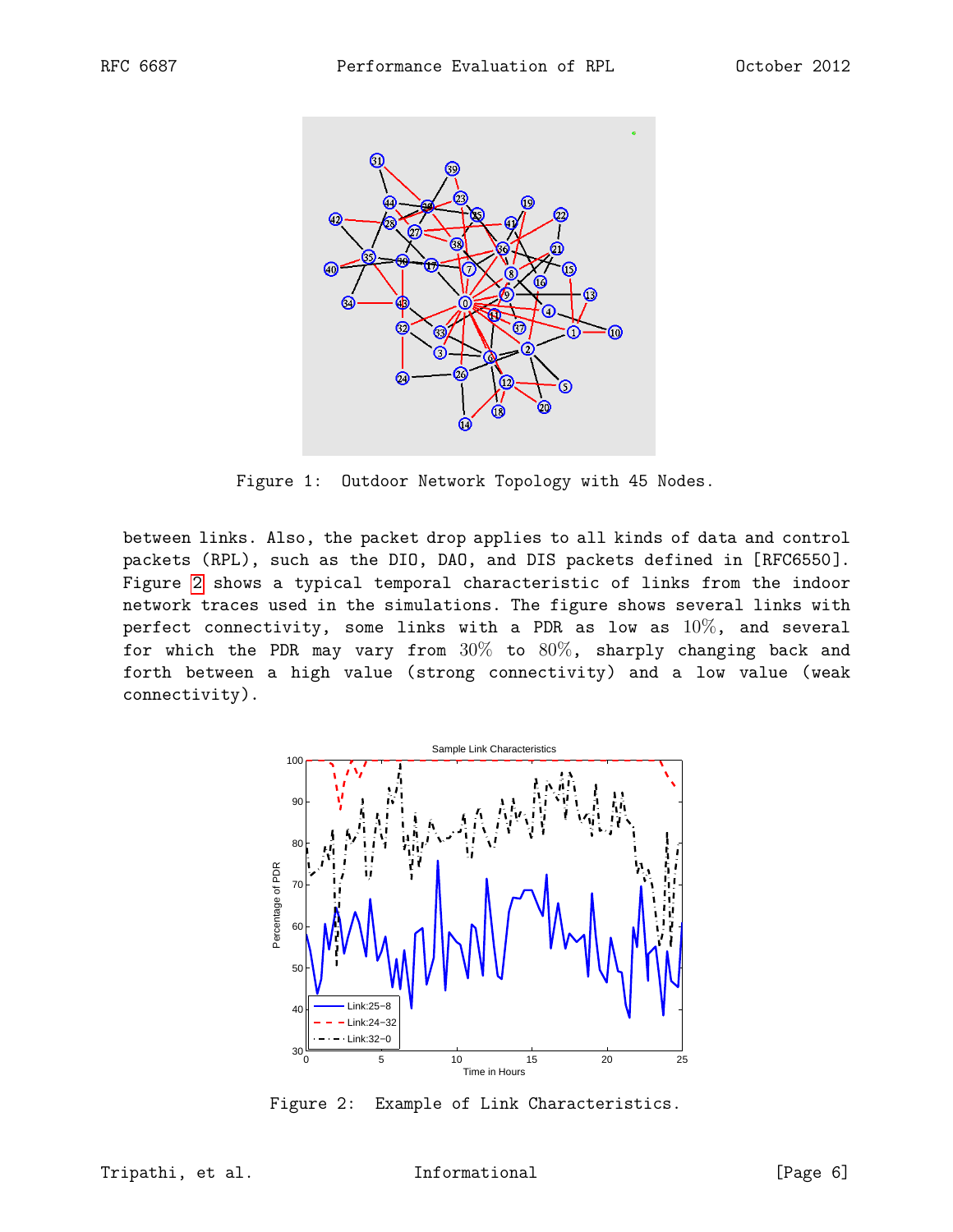Figure 1: Outdoor Network Topology with 45 Nodes.

between links. Also, the packet drop applies to all kinds of data and control packets (RPL), such as the DIO, DAO, and DIS packets defined in [RFC6550]. Figure 2 shows a typical temporal characteristic of links from the indoor network traces used in the simulations. The figure shows several links with perfect connectivity, some links with a PDR as low as 10%, and several for which the PDR may vary from 30% to 80%, sharply changing back and forth between a high value (strong connectivity) and a low value (weak connectivity).

Figure 2: Example of Link Characteristics.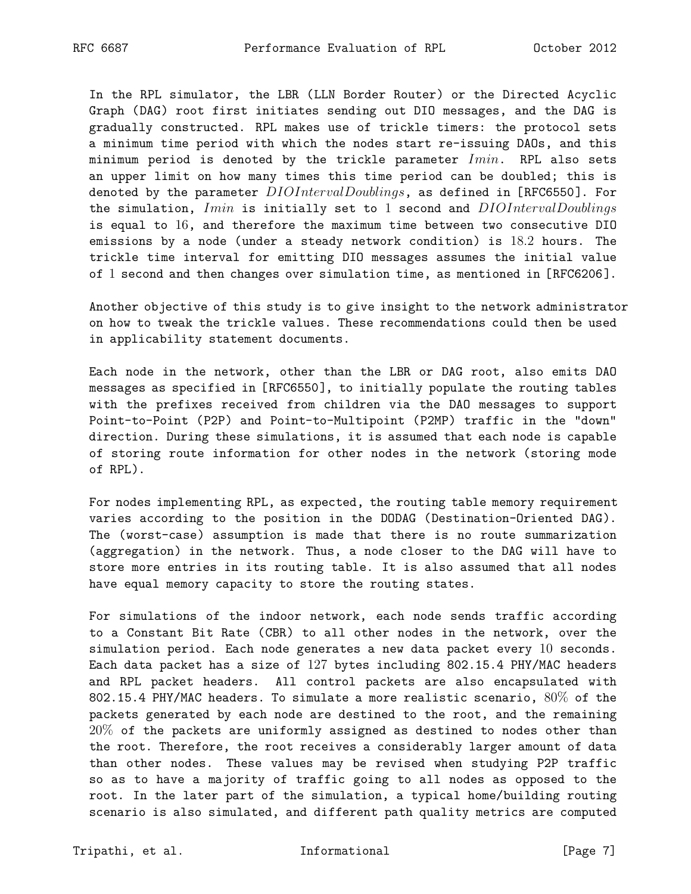In the RPL simulator, the LBR (LLN Border Router) or the Directed Acyclic Graph (DAG) root first initiates sending out DIO messages, and the DAG is gradually constructed. RPL makes use of trickle timers: the protocol sets a minimum time period with which the nodes start re-issuing DAOs, and this minimum period is denoted by the trickle parameter $Imin$. RPL also sets an upper limit on how many times this time period can be doubled; this is denoted by the parameter $DIOIntervalDoublings$, as defined in [RFC6550]. For the simulation, $Imin$ is initially set to $1$ second and $DIOIntervalDoublings$ is equal to $16$, and therefore the maximum time between two consecutive DIO emissions by a node (under a steady network condition) is $18.2$ hours. The trickle time interval for emitting DIO messages assumes the initial value of $1$ second and then changes over simulation time, as mentioned in [RFC6206].

Another objective of this study is to give insight to the network administrator on how to tweak the trickle values. These recommendations could then be used in applicability statement documents.

Each node in the network, other than the LBR or DAG root, also emits DAO messages as specified in [RFC6550], to initially populate the routing tables with the prefixes received from children via the DAO messages to support Point-to-Point (P2P) and Point-to-Multipoint (P2MP) traffic in the "down" direction. During these simulations, it is assumed that each node is capable of storing route information for other nodes in the network (storing mode of RPL).

For nodes implementing RPL, as expected, the routing table memory requirement varies according to the position in the DODAG (Destination-Oriented DAG). The (worst-case) assumption is made that there is no route summarization (aggregation) in the network. Thus, a node closer to the DAG will have to store more entries in its routing table. It is also assumed that all nodes have equal memory capacity to store the routing states.

For simulations of the indoor network, each node sends traffic according to a Constant Bit Rate (CBR) to all other nodes in the network, over the simulation period. Each node generates a new data packet every $10$ seconds. Each data packet has a size of $127$ bytes including 802.15.4 PHY/MAC headers and RPL packet headers. All control packets are also encapsulated with 802.15.4 PHY/MAC headers. To simulate a more realistic scenario, $80\%$ of the packets generated by each node are destined to the root, and the remaining $20\%$ of the packets are uniformly assigned as destined to nodes other than the root. Therefore, the root receives a considerably larger amount of data than other nodes. These values may be revised when studying P2P traffic so as to have a majority of traffic going to all nodes as opposed to the root. In the later part of the simulation, a typical home/building routing scenario is also simulated, and different path quality metrics are computed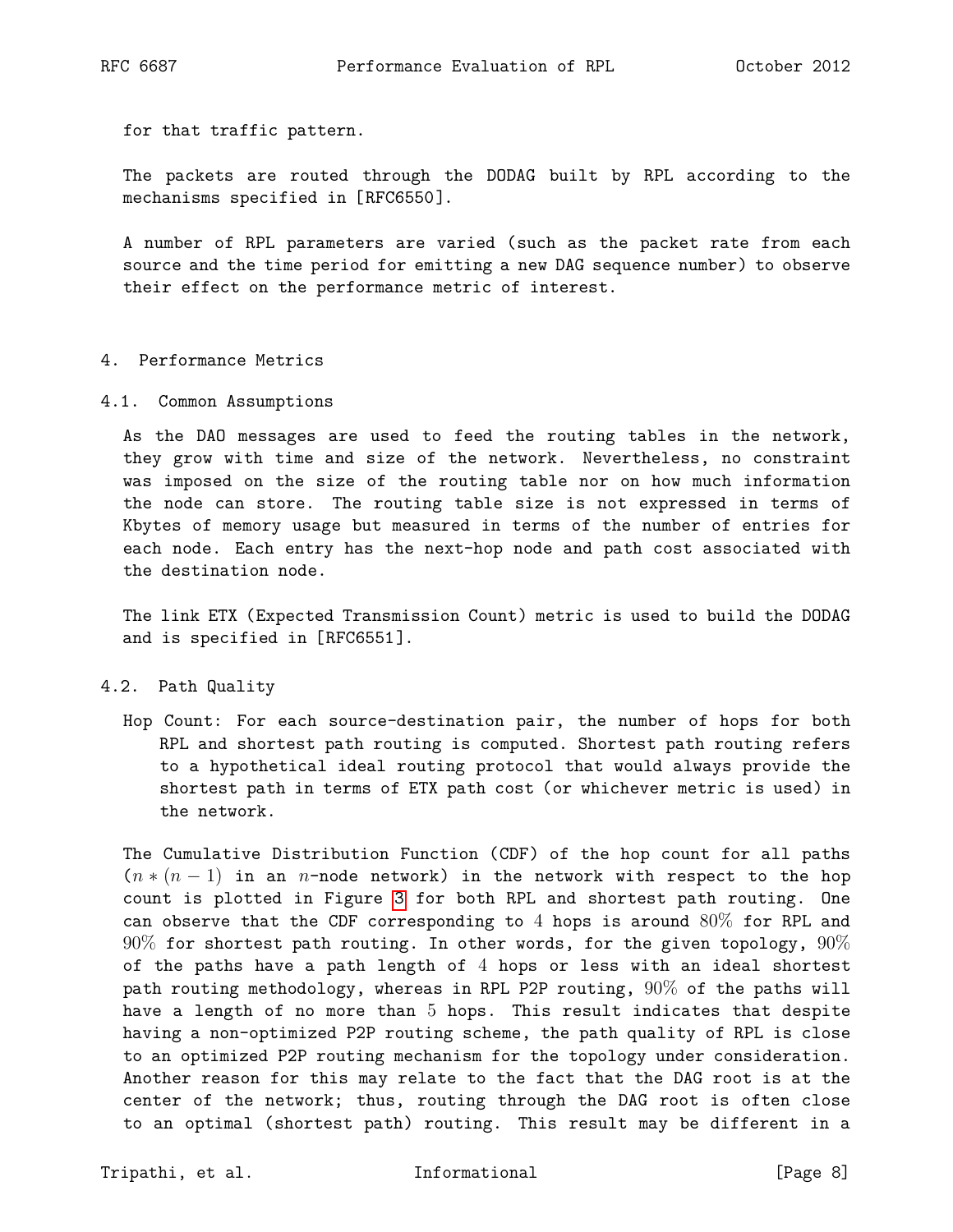for that traffic pattern.

The packets are routed through the DODAG built by RPL according to the mechanisms specified in [RFC6550].

A number of RPL parameters are varied (such as the packet rate from each source and the time period for emitting a new DAG sequence number) to observe their effect on the performance metric of interest.

## 4. Performance Metrics

### 4.1. Common Assumptions

As the DAO messages are used to feed the routing tables in the network, they grow with time and size of the network. Nevertheless, no constraint was imposed on the size of the routing table nor on how much information the node can store. The routing table size is not expressed in terms of Kbytes of memory usage but measured in terms of the number of entries for each node. Each entry has the next-hop node and path cost associated with the destination node.

The link ETX (Expected Transmission Count) metric is used to build the DODAG and is specified in [RFC6551].

### 4.2. Path Quality

Hop Count: For each source-destination pair, the number of hops for both RPL and shortest path routing is computed. Shortest path routing refers to a hypothetical ideal routing protocol that would always provide the shortest path in terms of ETX path cost (or whichever metric is used) in the network.

The Cumulative Distribution Function (CDF) of the hop count for all paths ($n * (n-1)$ in an $n$-node network) in the network with respect to the hop count is plotted in Figure 3 for both RPL and shortest path routing. One can observe that the CDF corresponding to $4$ hops is around $80\%$ for RPL and $90\%$ for shortest path routing. In other words, for the given topology, $90\%$ of the paths have a path length of $4$ hops or less with an ideal shortest path routing methodology, whereas in RPL P2P routing, $90\%$ of the paths will have a length of no more than $5$ hops. This result indicates that despite having a non-optimized P2P routing scheme, the path quality of RPL is close to an optimized P2P routing mechanism for the topology under consideration. Another reason for this may relate to the fact that the DAG root is at the center of the network; thus, routing through the DAG root is often close to an optimal (shortest path) routing. This result may be different in a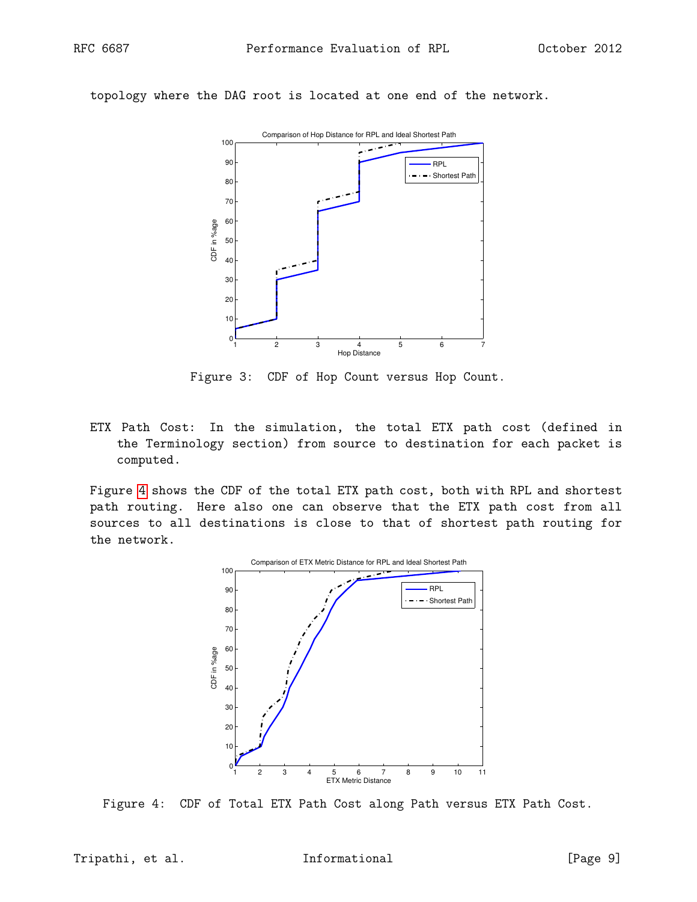topology where the DAG root is located at one end of the network.

Figure 3: CDF of Hop Count versus Hop Count.

ETX Path Cost: In the simulation, the total ETX path cost (defined in the Terminology section) from source to destination for each packet is computed.

Figure 4 shows the CDF of the total ETX path cost, both with RPL and shortest path routing. Here also one can observe that the ETX path cost from all sources to all destinations is close to that of shortest path routing for the network.

Figure 4: CDF of Total ETX Path Cost along Path versus ETX Path Cost.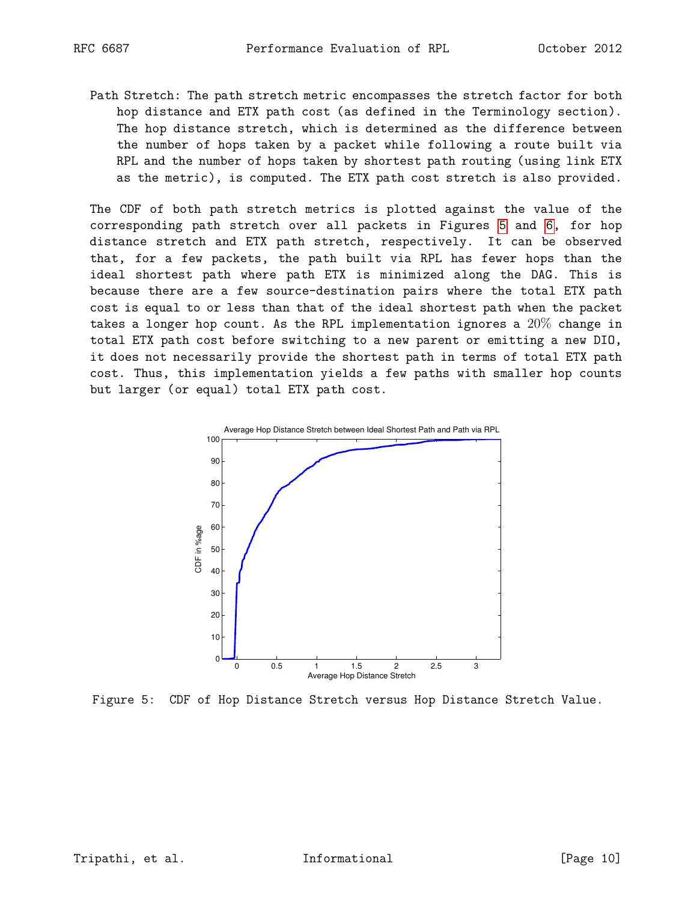Path Stretch: The path stretch metric encompasses the stretch factor for both hop distance and ETX path cost (as defined in the Terminology section). The hop distance stretch, which is determined as the difference between the number of hops taken by a packet while following a route built via RPL and the number of hops taken by shortest path routing (using link ETX as the metric), is computed. The ETX path cost stretch is also provided.

The CDF of both path stretch metrics is plotted against the value of the corresponding path stretch over all packets in Figures 5 and 6, for hop distance stretch and ETX path stretch, respectively. It can be observed that, for a few packets, the path built via RPL has fewer hops than the ideal shortest path where path ETX is minimized along the DAG. This is because there are a few source-destination pairs where the total ETX path cost is equal to or less than that of the ideal shortest path when the packet takes a longer hop count. As the RPL implementation ignores a $20\%$ change in total ETX path cost before switching to a new parent or emitting a new DIO, it does not necessarily provide the shortest path in terms of total ETX path cost. Thus, this implementation yields a few paths with smaller hop counts but larger (or equal) total ETX path cost.

Figure 5: CDF of Hop Distance Stretch versus Hop Distance Stretch Value.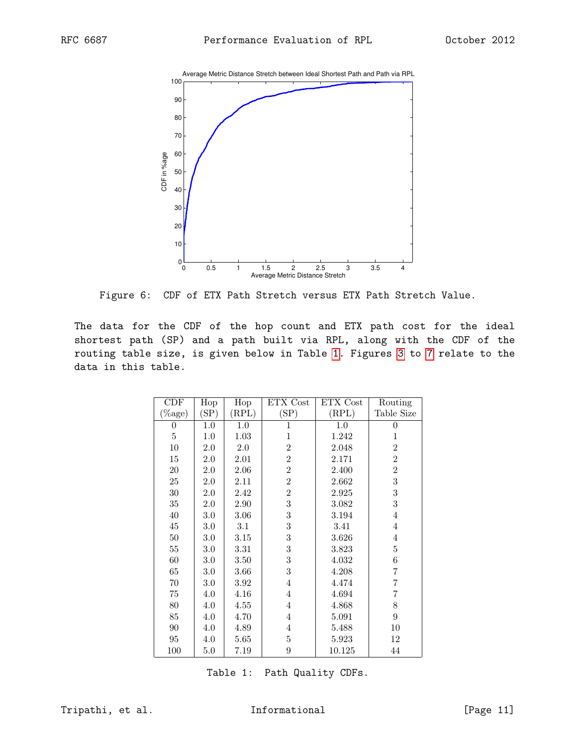Figure 6: CDF of ETX Path Stretch versus ETX Path Stretch Value.

The data for the CDF of the hop count and ETX path cost for the ideal shortest path (SP) and a path built via RPL, along with the CDF of the routing table size, is given below in Table 1. Figures 3 to 7 relate to the data in this table.

| CDF (%age) | Hop (SP) | Hop (RPL) | ETX Cost (SP) | ETX Cost (RPL) | Routing Table Size |
|---|---|---|---|---|---|
| 0 | 1.0 | 1.0 | 1 | 1.0 | 0 |
| 5 | 1.0 | 1.03 | 1 | 1.242 | 1 |
| 10 | 2.0 | 2.0 | 2 | 2.048 | 2 |
| 15 | 2.0 | 2.01 | 2 | 2.171 | 2 |
| 20 | 2.0 | 2.06 | 2 | 2.400 | 2 |
| 25 | 2.0 | 2.11 | 2 | 2.662 | 3 |
| 30 | 2.0 | 2.42 | 2 | 2.925 | 3 |
| 35 | 2.0 | 2.90 | 3 | 3.082 | 3 |
| 40 | 3.0 | 3.06 | 3 | 3.194 | 4 |
| 45 | 3.0 | 3.1 | 3 | 3.41 | 4 |
| 50 | 3.0 | 3.15 | 3 | 3.626 | 4 |
| 55 | 3.0 | 3.31 | 3 | 3.823 | 5 |
| 60 | 3.0 | 3.50 | 3 | 4.032 | 6 |
| 65 | 3.0 | 3.66 | 3 | 4.208 | 7 |
| 70 | 3.0 | 3.92 | 4 | 4.474 | 7 |
| 75 | 4.0 | 4.16 | 4 | 4.694 | 7 |
| 80 | 4.0 | 4.55 | 4 | 4.868 | 8 |
| 85 | 4.0 | 4.70 | 4 | 5.091 | 9 |
| 90 | 4.0 | 4.89 | 4 | 5.488 | 10 |
| 95 | 4.0 | 5.65 | 5 | 5.923 | 12 |
| 100 | 5.0 | 7.19 | 9 | 10.125 | 44 |

Table 1: Path Quality CDFs.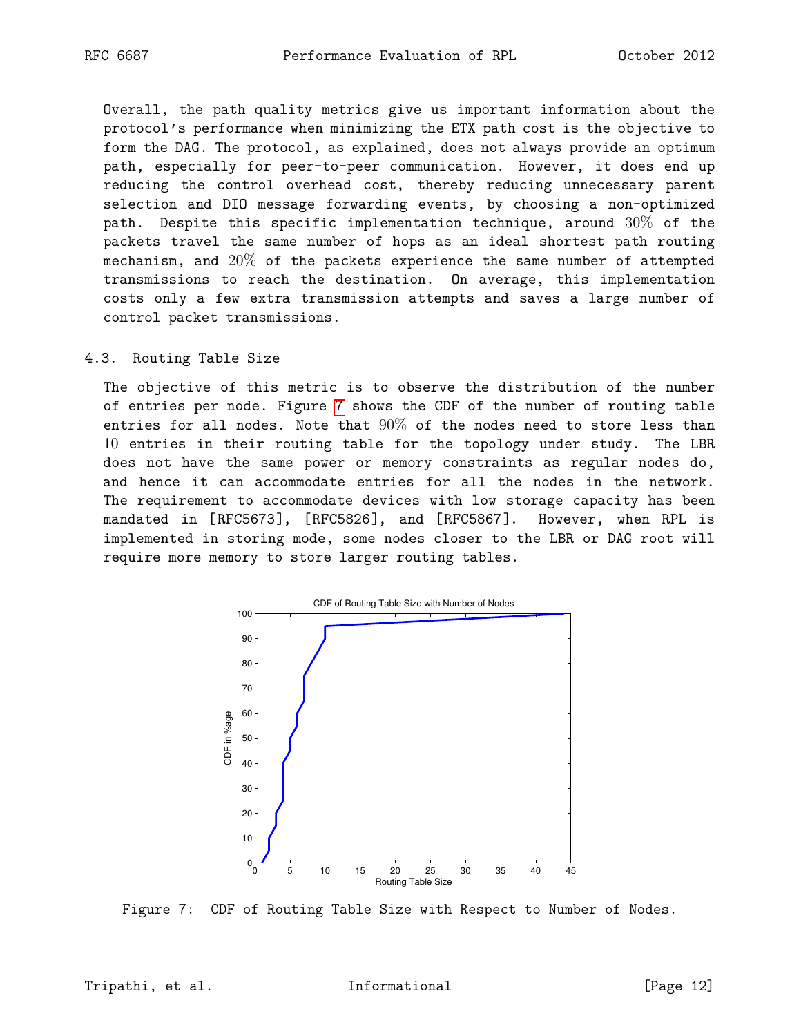Overall, the path quality metrics give us important information about the protocol's performance when minimizing the ETX path cost is the objective to form the DAG. The protocol, as explained, does not always provide an optimum path, especially for peer-to-peer communication. However, it does end up reducing the control overhead cost, thereby reducing unnecessary parent selection and DIO message forwarding events, by choosing a non-optimized path. Despite this specific implementation technique, around 30% of the packets travel the same number of hops as an ideal shortest path routing mechanism, and 20% of the packets experience the same number of attempted transmissions to reach the destination. On average, this implementation costs only a few extra transmission attempts and saves a large number of control packet transmissions.

### 4.3. Routing Table Size

The objective of this metric is to observe the distribution of the number of entries per node. Figure 7 shows the CDF of the number of routing table entries for all nodes. Note that 90% of the nodes need to store less than 10 entries in their routing table for the topology under study. The LBR does not have the same power or memory constraints as regular nodes do, and hence it can accommodate entries for all the nodes in the network. The requirement to accommodate devices with low storage capacity has been mandated in [RFC5673], [RFC5826], and [RFC5867]. However, when RPL is implemented in storing mode, some nodes closer to the LBR or DAG root will require more memory to store larger routing tables.

Figure 7: CDF of Routing Table Size with Respect to Number of Nodes.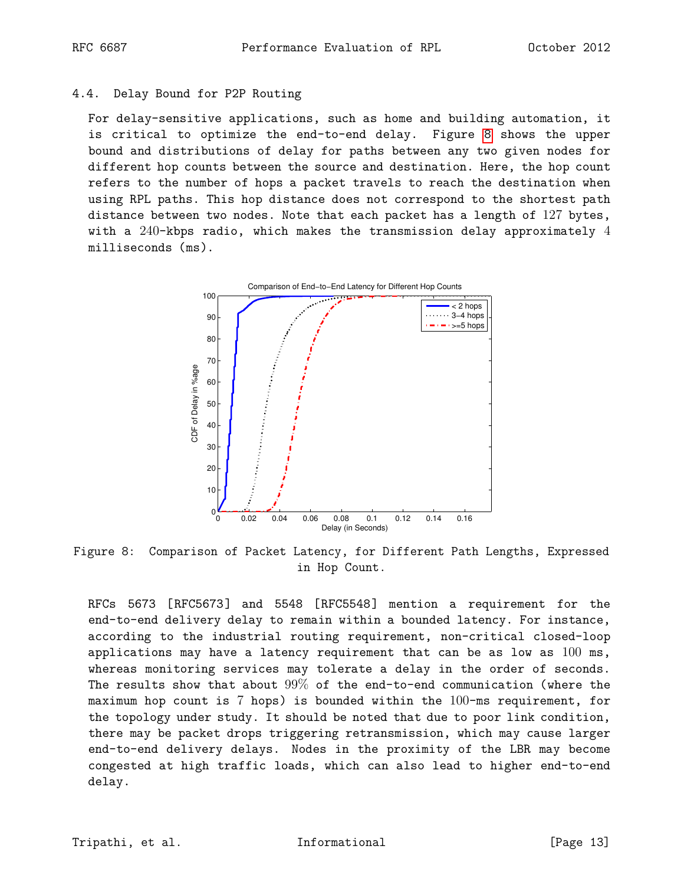### 4.4. Delay Bound for P2P Routing

For delay-sensitive applications, such as home and building automation, it is critical to optimize the end-to-end delay. Figure 8 shows the upper bound and distributions of delay for paths between any two given nodes for different hop counts between the source and destination. Here, the hop count refers to the number of hops a packet travels to reach the destination when using RPL paths. This hop distance does not correspond to the shortest path distance between two nodes. Note that each packet has a length of 127 bytes, with a 240-kbps radio, which makes the transmission delay approximately 4 milliseconds (ms).

Figure 8: Comparison of Packet Latency, for Different Path Lengths, Expressed in Hop Count.

RFCs 5673 [RFC5673] and 5548 [RFC5548] mention a requirement for the end-to-end delivery delay to remain within a bounded latency. For instance, according to the industrial routing requirement, non-critical closed-loop applications may have a latency requirement that can be as low as 100 ms, whereas monitoring services may tolerate a delay in the order of seconds. The results show that about 99% of the end-to-end communication (where the maximum hop count is 7 hops) is bounded within the 100-ms requirement, for the topology under study. It should be noted that due to poor link condition, there may be packet drops triggering retransmission, which may cause larger end-to-end delivery delays. Nodes in the proximity of the LBR may become congested at high traffic loads, which can also lead to higher end-to-end delay.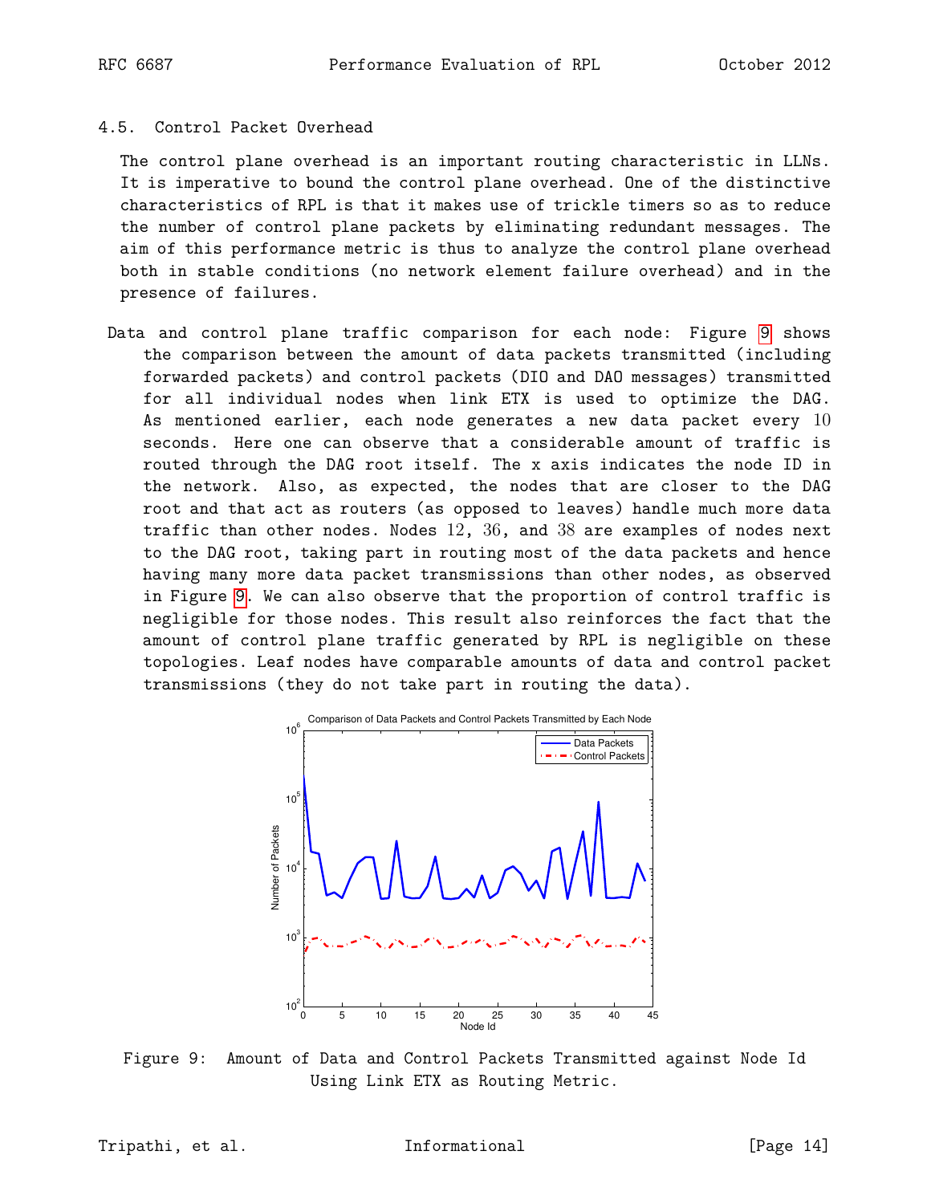### 4.5. Control Packet Overhead

The control plane overhead is an important routing characteristic in LLNs. It is imperative to bound the control plane overhead. One of the distinctive characteristics of RPL is that it makes use of trickle timers so as to reduce the number of control plane packets by eliminating redundant messages. The aim of this performance metric is thus to analyze the control plane overhead both in stable conditions (no network element failure overhead) and in the presence of failures.

Data and control plane traffic comparison for each node: Figure 9 shows the comparison between the amount of data packets transmitted (including forwarded packets) and control packets (DIO and DAO messages) transmitted for all individual nodes when link ETX is used to optimize the DAG. As mentioned earlier, each node generates a new data packet every 10 seconds. Here one can observe that a considerable amount of traffic is routed through the DAG root itself. The x axis indicates the node ID in the network. Also, as expected, the nodes that are closer to the DAG root and that act as routers (as opposed to leaves) handle much more data traffic than other nodes. Nodes 12, 36, and 38 are examples of nodes next to the DAG root, taking part in routing most of the data packets and hence having many more data packet transmissions than other nodes, as observed in Figure 9. We can also observe that the proportion of control traffic is negligible for those nodes. This result also reinforces the fact that the amount of control plane traffic generated by RPL is negligible on these topologies. Leaf nodes have comparable amounts of data and control packet transmissions (they do not take part in routing the data).

Figure 9: Amount of Data and Control Packets Transmitted against Node Id Using Link ETX as Routing Metric.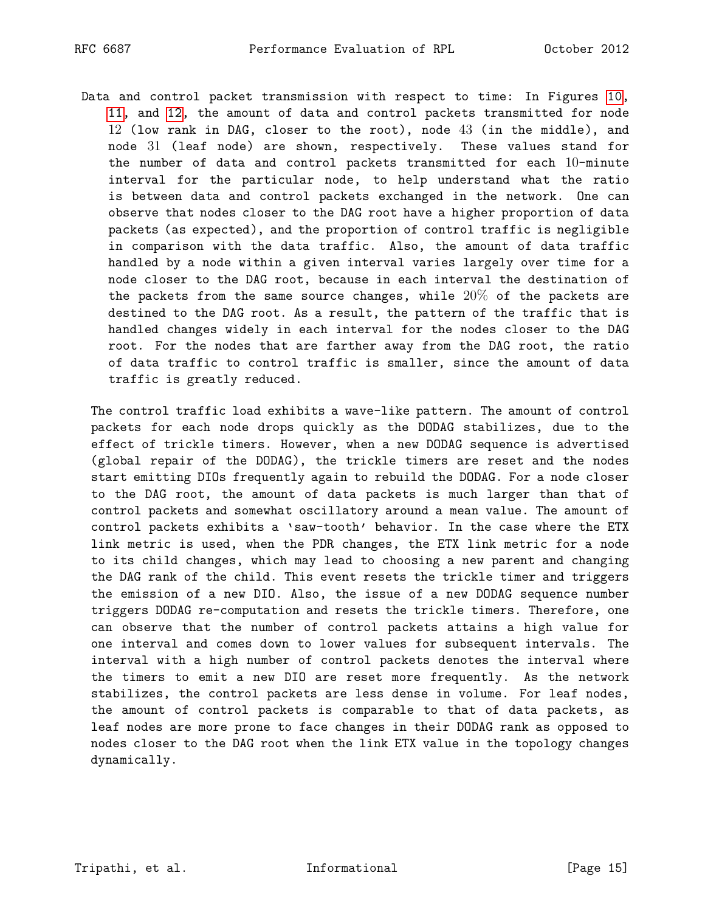Data and control packet transmission with respect to time: In Figures 10, 11, and 12, the amount of data and control packets transmitted for node 12 (low rank in DAG, closer to the root), node 43 (in the middle), and node 31 (leaf node) are shown, respectively. These values stand for the number of data and control packets transmitted for each 10-minute interval for the particular node, to help understand what the ratio is between data and control packets exchanged in the network. One can observe that nodes closer to the DAG root have a higher proportion of data packets (as expected), and the proportion of control traffic is negligible in comparison with the data traffic. Also, the amount of data traffic handled by a node within a given interval varies largely over time for a node closer to the DAG root, because in each interval the destination of the packets from the same source changes, while 20% of the packets are destined to the DAG root. As a result, the pattern of the traffic that is handled changes widely in each interval for the nodes closer to the DAG root. For the nodes that are farther away from the DAG root, the ratio of data traffic to control traffic is smaller, since the amount of data traffic is greatly reduced.

The control traffic load exhibits a wave-like pattern. The amount of control packets for each node drops quickly as the DODAG stabilizes, due to the effect of trickle timers. However, when a new DODAG sequence is advertised (global repair of the DODAG), the trickle timers are reset and the nodes start emitting DIOs frequently again to rebuild the DODAG. For a node closer to the DAG root, the amount of data packets is much larger than that of control packets and somewhat oscillatory around a mean value. The amount of control packets exhibits a 'saw-tooth' behavior. In the case where the ETX link metric is used, when the PDR changes, the ETX link metric for a node to its child changes, which may lead to choosing a new parent and changing the DAG rank of the child. This event resets the trickle timer and triggers the emission of a new DIO. Also, the issue of a new DODAG sequence number triggers DODAG re-computation and resets the trickle timers. Therefore, one can observe that the number of control packets attains a high value for one interval and comes down to lower values for subsequent intervals. The interval with a high number of control packets denotes the interval where the timers to emit a new DIO are reset more frequently. As the network stabilizes, the control packets are less dense in volume. For leaf nodes, the amount of control packets is comparable to that of data packets, as leaf nodes are more prone to face changes in their DODAG rank as opposed to nodes closer to the DAG root when the link ETX value in the topology changes dynamically.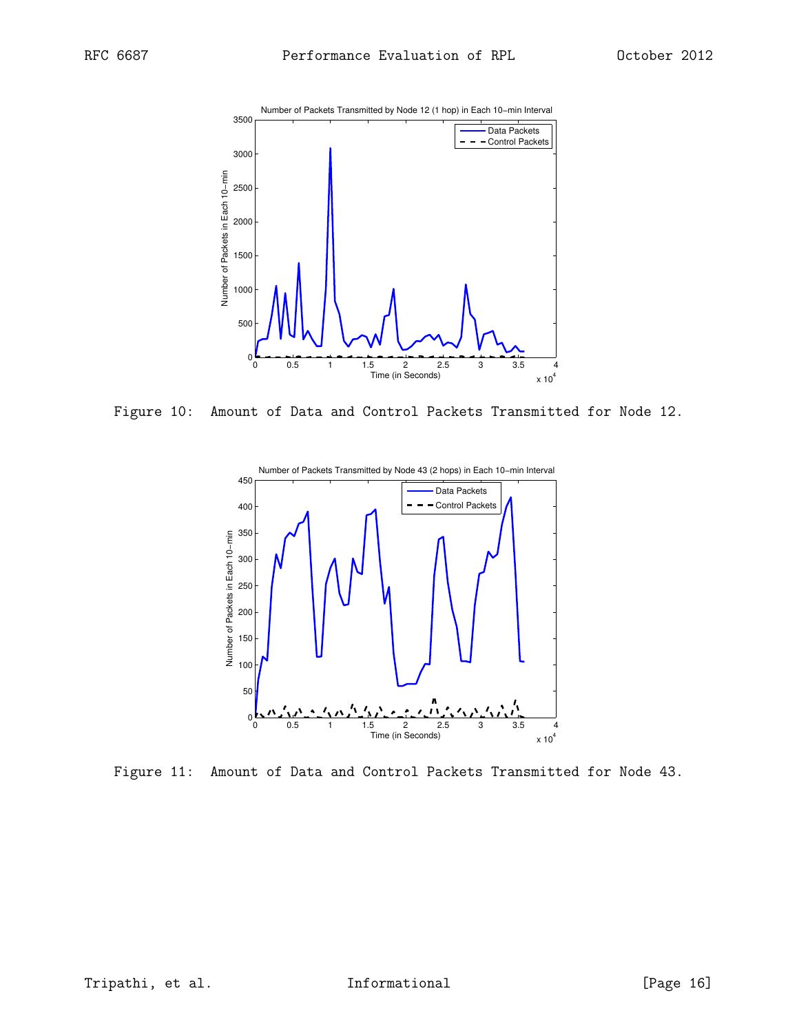Figure 10:  Amount of Data and Control Packets Transmitted for Node 12.

Figure 11:  Amount of Data and Control Packets Transmitted for Node 43.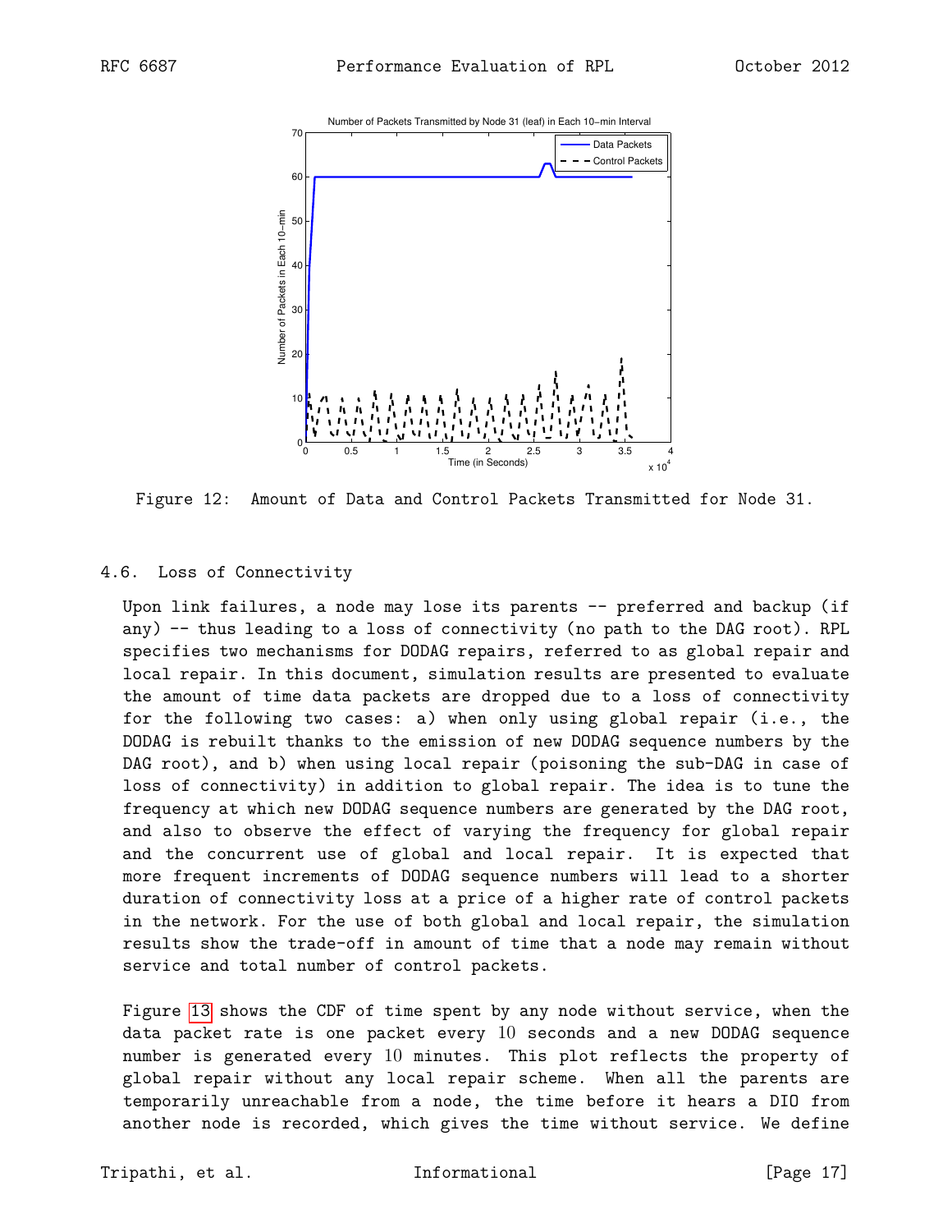Figure 12: Amount of Data and Control Packets Transmitted for Node 31.

### 4.6. Loss of Connectivity

Upon link failures, a node may lose its parents -- preferred and backup (if any) -- thus leading to a loss of connectivity (no path to the DAG root). RPL specifies two mechanisms for DODAG repairs, referred to as global repair and local repair. In this document, simulation results are presented to evaluate the amount of time data packets are dropped due to a loss of connectivity for the following two cases: a) when only using global repair (i.e., the DODAG is rebuilt thanks to the emission of new DODAG sequence numbers by the DAG root), and b) when using local repair (poisoning the sub-DAG in case of loss of connectivity) in addition to global repair. The idea is to tune the frequency at which new DODAG sequence numbers are generated by the DAG root, and also to observe the effect of varying the frequency for global repair and the concurrent use of global and local repair. It is expected that more frequent increments of DODAG sequence numbers will lead to a shorter duration of connectivity loss at a price of a higher rate of control packets in the network. For the use of both global and local repair, the simulation results show the trade-off in amount of time that a node may remain without service and total number of control packets.

Figure 13 shows the CDF of time spent by any node without service, when the data packet rate is one packet every 10 seconds and a new DODAG sequence number is generated every 10 minutes. This plot reflects the property of global repair without any local repair scheme. When all the parents are temporarily unreachable from a node, the time before it hears a DIO from another node is recorded, which gives the time without service. We define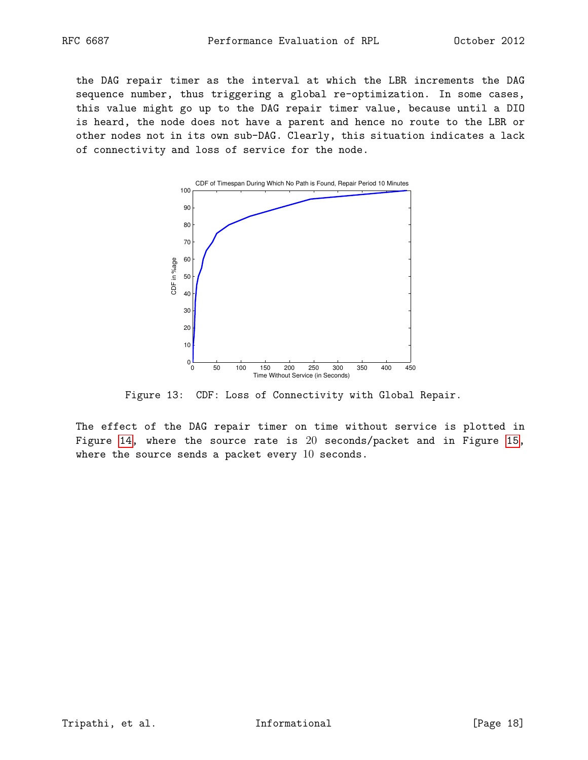the DAG repair timer as the interval at which the LBR increments the DAG sequence number, thus triggering a global re-optimization. In some cases, this value might go up to the DAG repair timer value, because until a DIO is heard, the node does not have a parent and hence no route to the LBR or other nodes not in its own sub-DAG. Clearly, this situation indicates a lack of connectivity and loss of service for the node.

Figure 13: CDF: Loss of Connectivity with Global Repair.

The effect of the DAG repair timer on time without service is plotted in Figure 14, where the source rate is 20 seconds/packet and in Figure 15, where the source sends a packet every 10 seconds.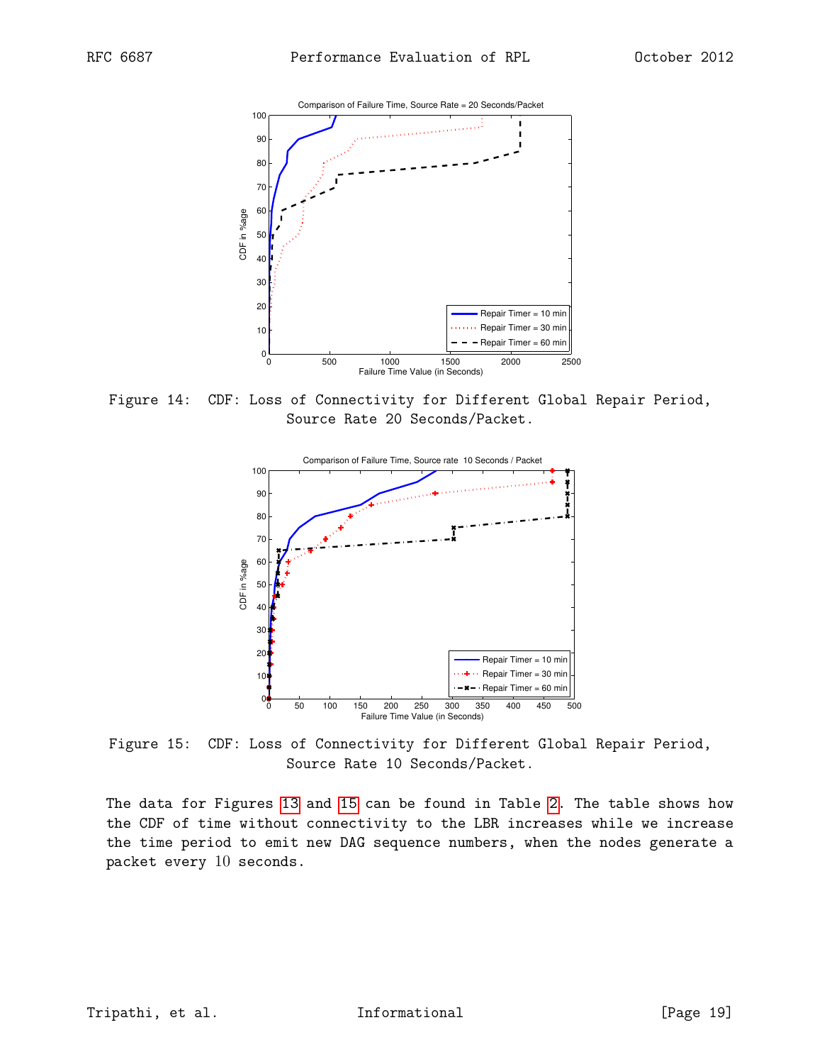Figure 14: CDF: Loss of Connectivity for Different Global Repair Period, Source Rate 20 Seconds/Packet.

Figure 15: CDF: Loss of Connectivity for Different Global Repair Period, Source Rate 10 Seconds/Packet.

The data for Figures 13 and 15 can be found in Table 2. The table shows how the CDF of time without connectivity to the LBR increases while we increase the time period to emit new DAG sequence numbers, when the nodes generate a packet every 10 seconds.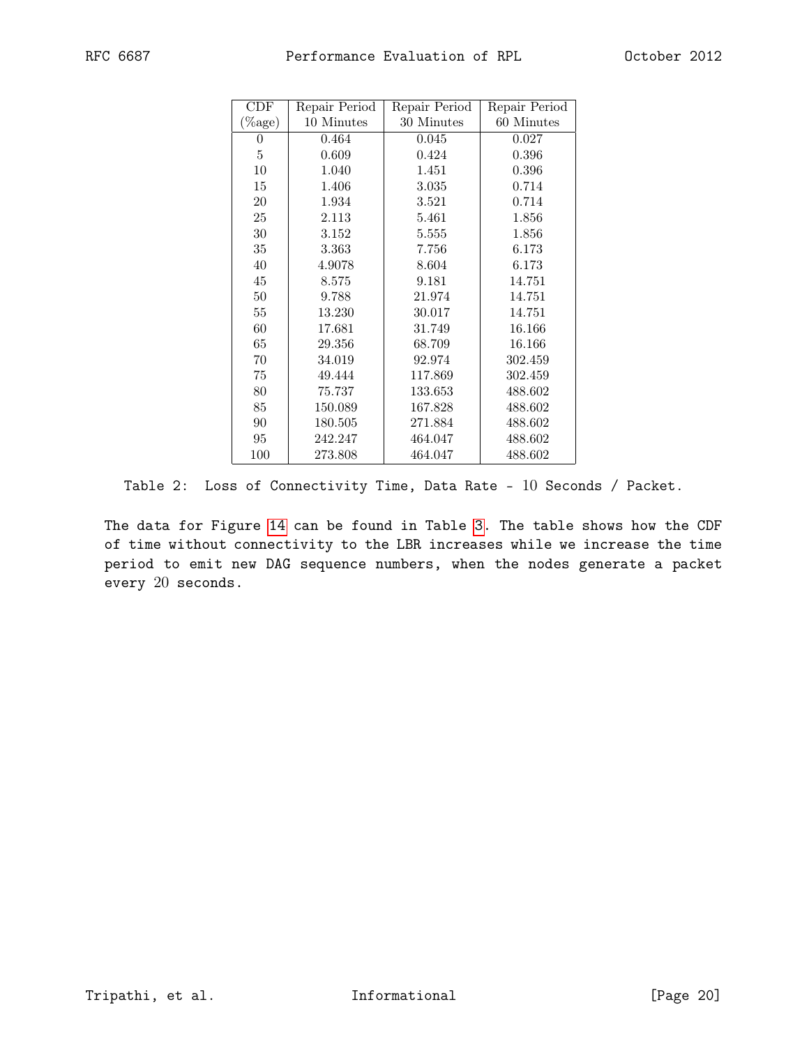| CDF (%age) | Repair Period 10 Minutes | Repair Period 30 Minutes | Repair Period 60 Minutes |
|---|---|---|---|
| 0 | 0.464 | 0.045 | 0.027 |
| 5 | 0.609 | 0.424 | 0.396 |
| 10 | 1.040 | 1.451 | 0.396 |
| 15 | 1.406 | 3.035 | 0.714 |
| 20 | 1.934 | 3.521 | 0.714 |
| 25 | 2.113 | 5.461 | 1.856 |
| 30 | 3.152 | 5.555 | 1.856 |
| 35 | 3.363 | 7.756 | 6.173 |
| 40 | 4.9078 | 8.604 | 6.173 |
| 45 | 8.575 | 9.181 | 14.751 |
| 50 | 9.788 | 21.974 | 14.751 |
| 55 | 13.230 | 30.017 | 14.751 |
| 60 | 17.681 | 31.749 | 16.166 |
| 65 | 29.356 | 68.709 | 16.166 |
| 70 | 34.019 | 92.974 | 302.459 |
| 75 | 49.444 | 117.869 | 302.459 |
| 80 | 75.737 | 133.653 | 488.602 |
| 85 | 150.089 | 167.828 | 488.602 |
| 90 | 180.505 | 271.884 | 488.602 |
| 95 | 242.247 | 464.047 | 488.602 |
| 100 | 273.808 | 464.047 | 488.602 |

Table 2: Loss of Connectivity Time, Data Rate - 10 Seconds / Packet.

The data for Figure 14 can be found in Table 3. The table shows how the CDF of time without connectivity to the LBR increases while we increase the time period to emit new DAG sequence numbers, when the nodes generate a packet every 20 seconds.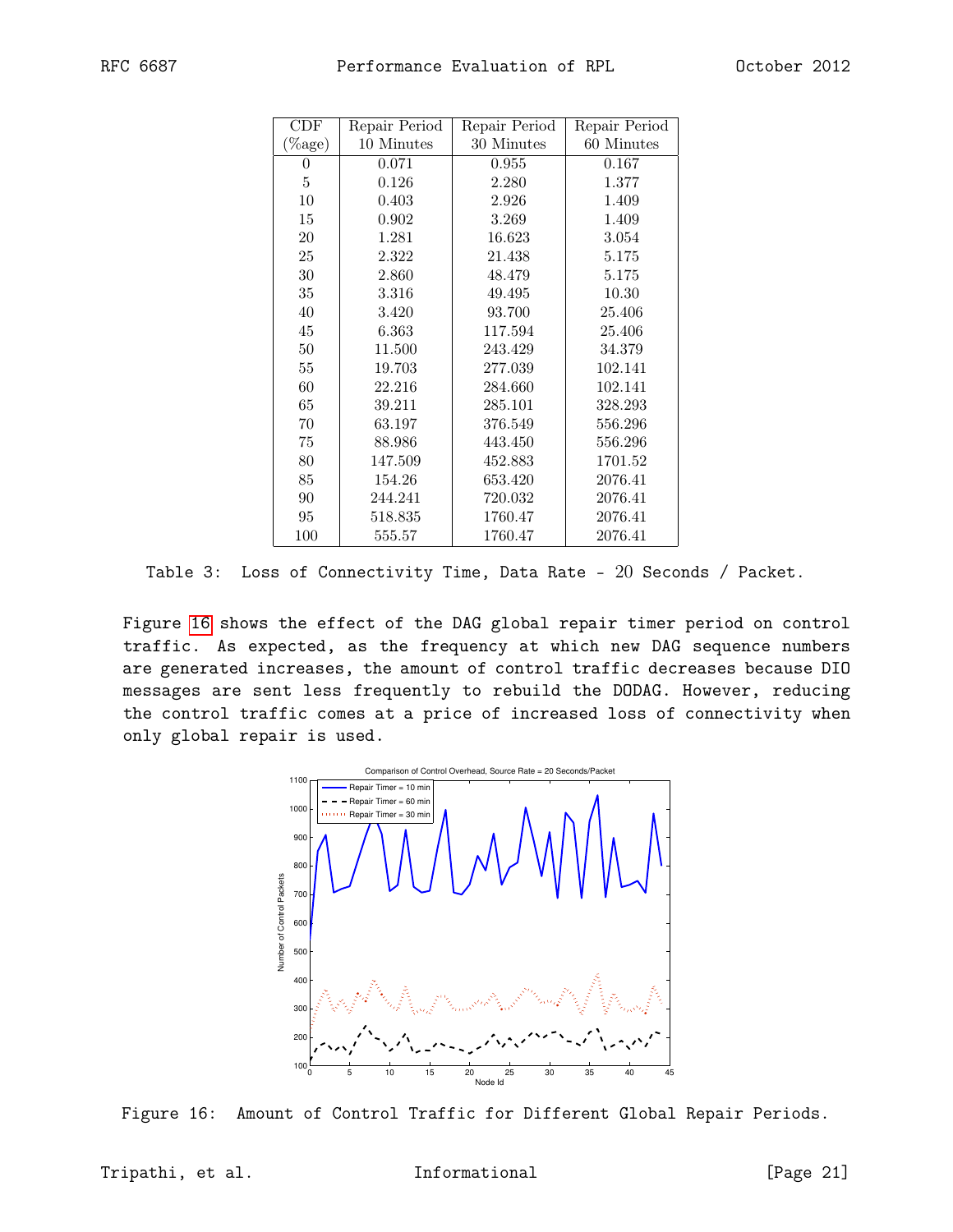| CDF (%age) | Repair Period 10 Minutes | Repair Period 30 Minutes | Repair Period 60 Minutes |
|---|---|---|---|
| 0 | 0.071 | 0.955 | 0.167 |
| 5 | 0.126 | 2.280 | 1.377 |
| 10 | 0.403 | 2.926 | 1.409 |
| 15 | 0.902 | 3.269 | 1.409 |
| 20 | 1.281 | 16.623 | 3.054 |
| 25 | 2.322 | 21.438 | 5.175 |
| 30 | 2.860 | 48.479 | 5.175 |
| 35 | 3.316 | 49.495 | 10.30 |
| 40 | 3.420 | 93.700 | 25.406 |
| 45 | 6.363 | 117.594 | 25.406 |
| 50 | 11.500 | 243.429 | 34.379 |
| 55 | 19.703 | 277.039 | 102.141 |
| 60 | 22.216 | 284.660 | 102.141 |
| 65 | 39.211 | 285.101 | 328.293 |
| 70 | 63.197 | 376.549 | 556.296 |
| 75 | 88.986 | 443.450 | 556.296 |
| 80 | 147.509 | 452.883 | 1701.52 |
| 85 | 154.26 | 653.420 | 2076.41 |
| 90 | 244.241 | 720.032 | 2076.41 |
| 95 | 518.835 | 1760.47 | 2076.41 |
| 100 | 555.57 | 1760.47 | 2076.41 |

Table 3: Loss of Connectivity Time, Data Rate - 20 Seconds / Packet.

Figure 16 shows the effect of the DAG global repair timer period on control traffic. As expected, as the frequency at which new DAG sequence numbers are generated increases, the amount of control traffic decreases because DIO messages are sent less frequently to rebuild the DODAG. However, reducing the control traffic comes at a price of increased loss of connectivity when only global repair is used.

Figure 16: Amount of Control Traffic for Different Global Repair Periods.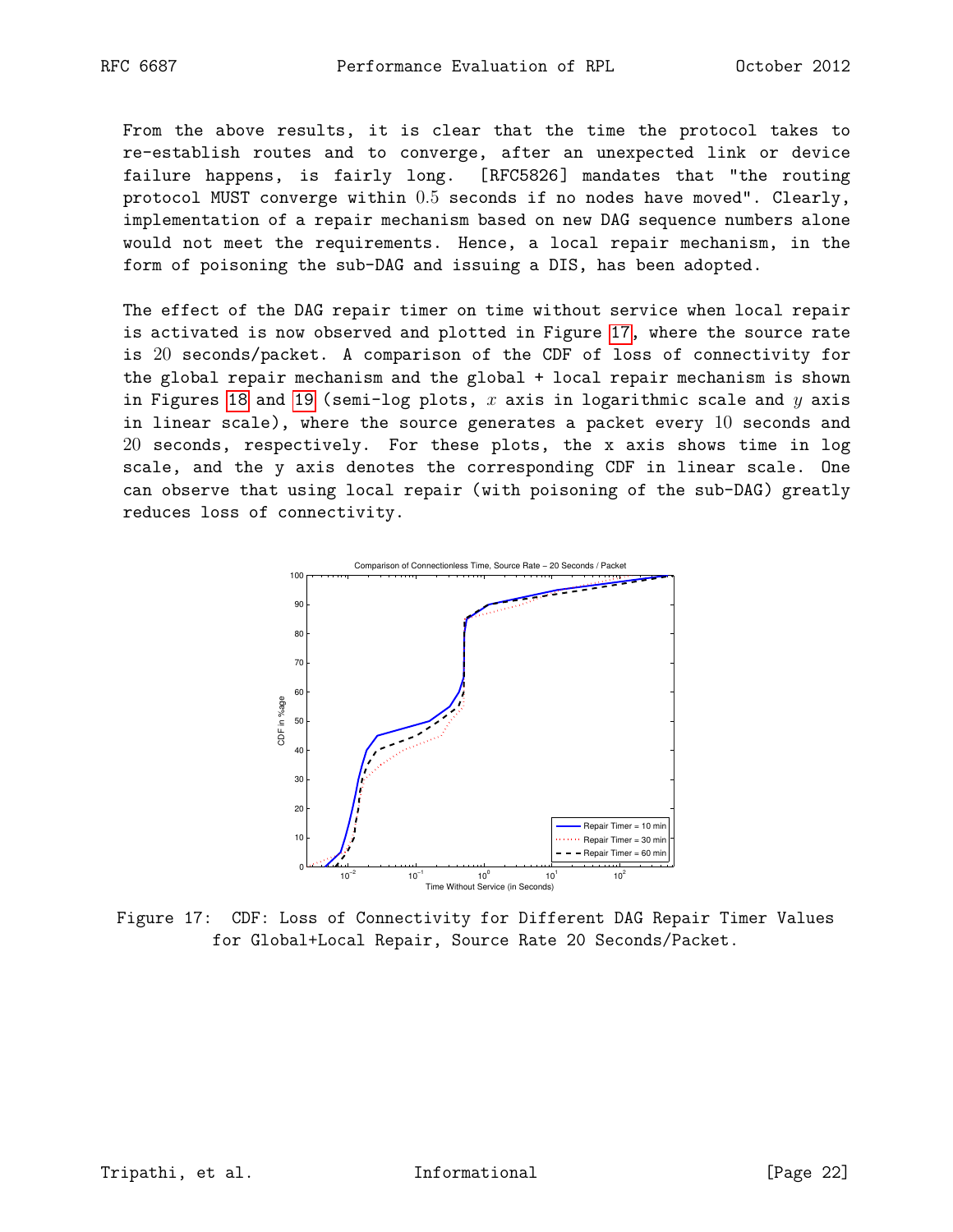From the above results, it is clear that the time the protocol takes to re-establish routes and to converge, after an unexpected link or device failure happens, is fairly long. [RFC5826] mandates that "the routing protocol MUST converge within 0.5 seconds if no nodes have moved". Clearly, implementation of a repair mechanism based on new DAG sequence numbers alone would not meet the requirements. Hence, a local repair mechanism, in the form of poisoning the sub-DAG and issuing a DIS, has been adopted.

The effect of the DAG repair timer on time without service when local repair is activated is now observed and plotted in Figure 17, where the source rate is 20 seconds/packet. A comparison of the CDF of loss of connectivity for the global repair mechanism and the global + local repair mechanism is shown in Figures 18 and 19 (semi-log plots, $x$ axis in logarithmic scale and $y$ axis in linear scale), where the source generates a packet every 10 seconds and 20 seconds, respectively. For these plots, the x axis shows time in log scale, and the y axis denotes the corresponding CDF in linear scale. One can observe that using local repair (with poisoning of the sub-DAG) greatly reduces loss of connectivity.

Figure 17: CDF: Loss of Connectivity for Different DAG Repair Timer Values for Global+Local Repair, Source Rate 20 Seconds/Packet.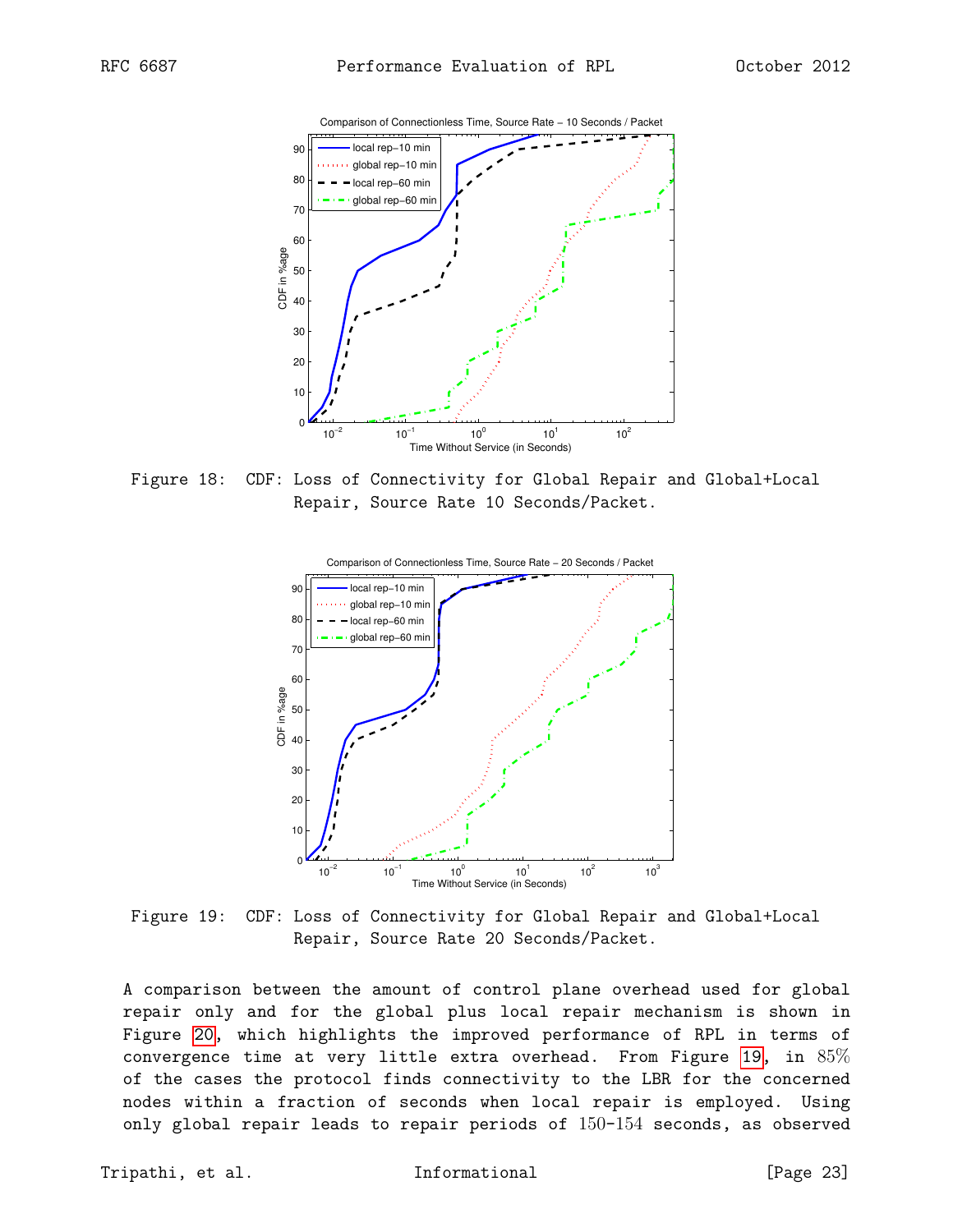Figure 18: CDF: Loss of Connectivity for Global Repair and Global+Local Repair, Source Rate 10 Seconds/Packet.

Figure 19: CDF: Loss of Connectivity for Global Repair and Global+Local Repair, Source Rate 20 Seconds/Packet.

A comparison between the amount of control plane overhead used for global repair only and for the global plus local repair mechanism is shown in Figure 20, which highlights the improved performance of RPL in terms of convergence time at very little extra overhead. From Figure 19, in $85\%$ of the cases the protocol finds connectivity to the LBR for the concerned nodes within a fraction of seconds when local repair is employed. Using only global repair leads to repair periods of $150$-$154$ seconds, as observed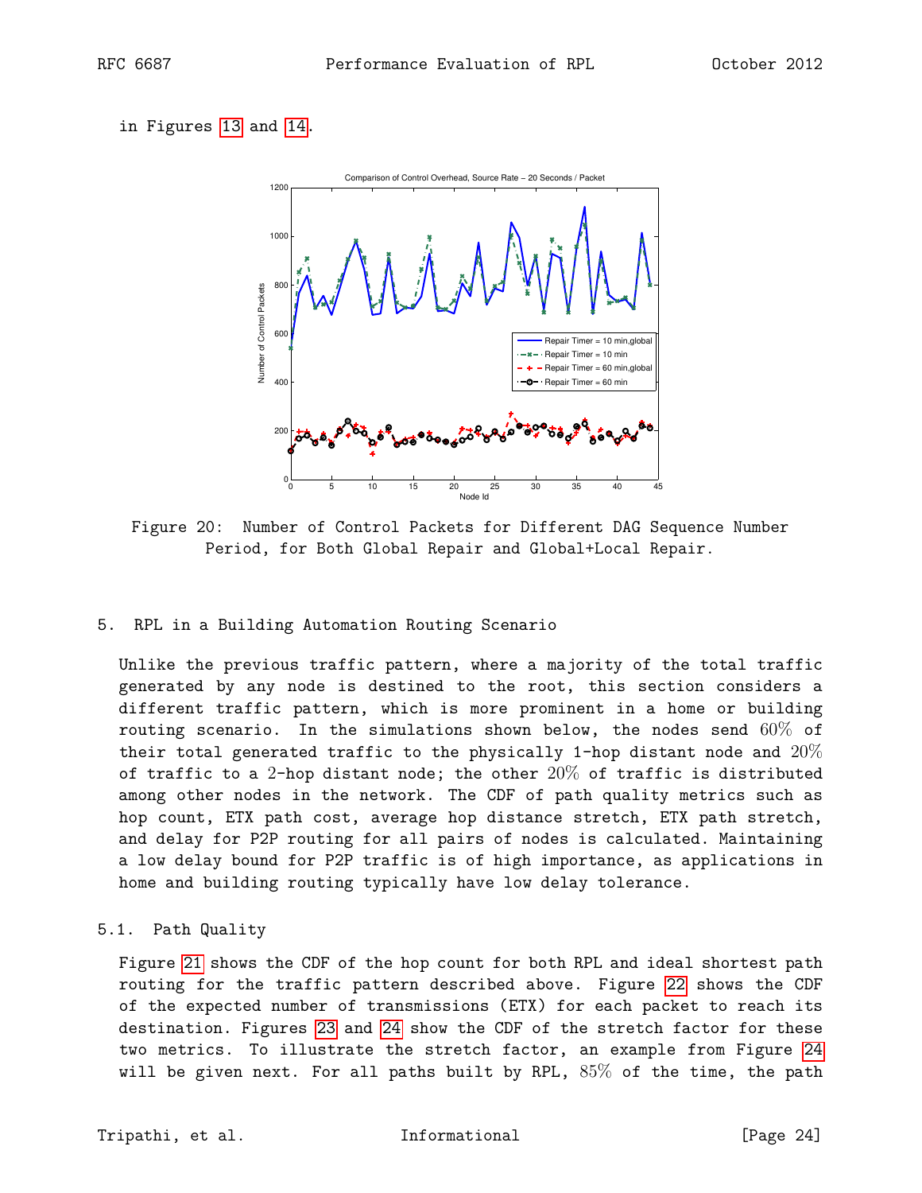in Figures 13 and 14.

Figure 20: Number of Control Packets for Different DAG Sequence Number Period, for Both Global Repair and Global+Local Repair.

## 5. RPL in a Building Automation Routing Scenario

Unlike the previous traffic pattern, where a majority of the total traffic generated by any node is destined to the root, this section considers a different traffic pattern, which is more prominent in a home or building routing scenario. In the simulations shown below, the nodes send $60\%$ of their total generated traffic to the physically 1-hop distant node and $20\%$ of traffic to a 2-hop distant node; the other $20\%$ of traffic is distributed among other nodes in the network. The CDF of path quality metrics such as hop count, ETX path cost, average hop distance stretch, ETX path stretch, and delay for P2P routing for all pairs of nodes is calculated. Maintaining a low delay bound for P2P traffic is of high importance, as applications in home and building routing typically have low delay tolerance.

### 5.1. Path Quality

Figure 21 shows the CDF of the hop count for both RPL and ideal shortest path routing for the traffic pattern described above. Figure 22 shows the CDF of the expected number of transmissions (ETX) for each packet to reach its destination. Figures 23 and 24 show the CDF of the stretch factor for these two metrics. To illustrate the stretch factor, an example from Figure 24 will be given next. For all paths built by RPL, $85\%$ of the time, the path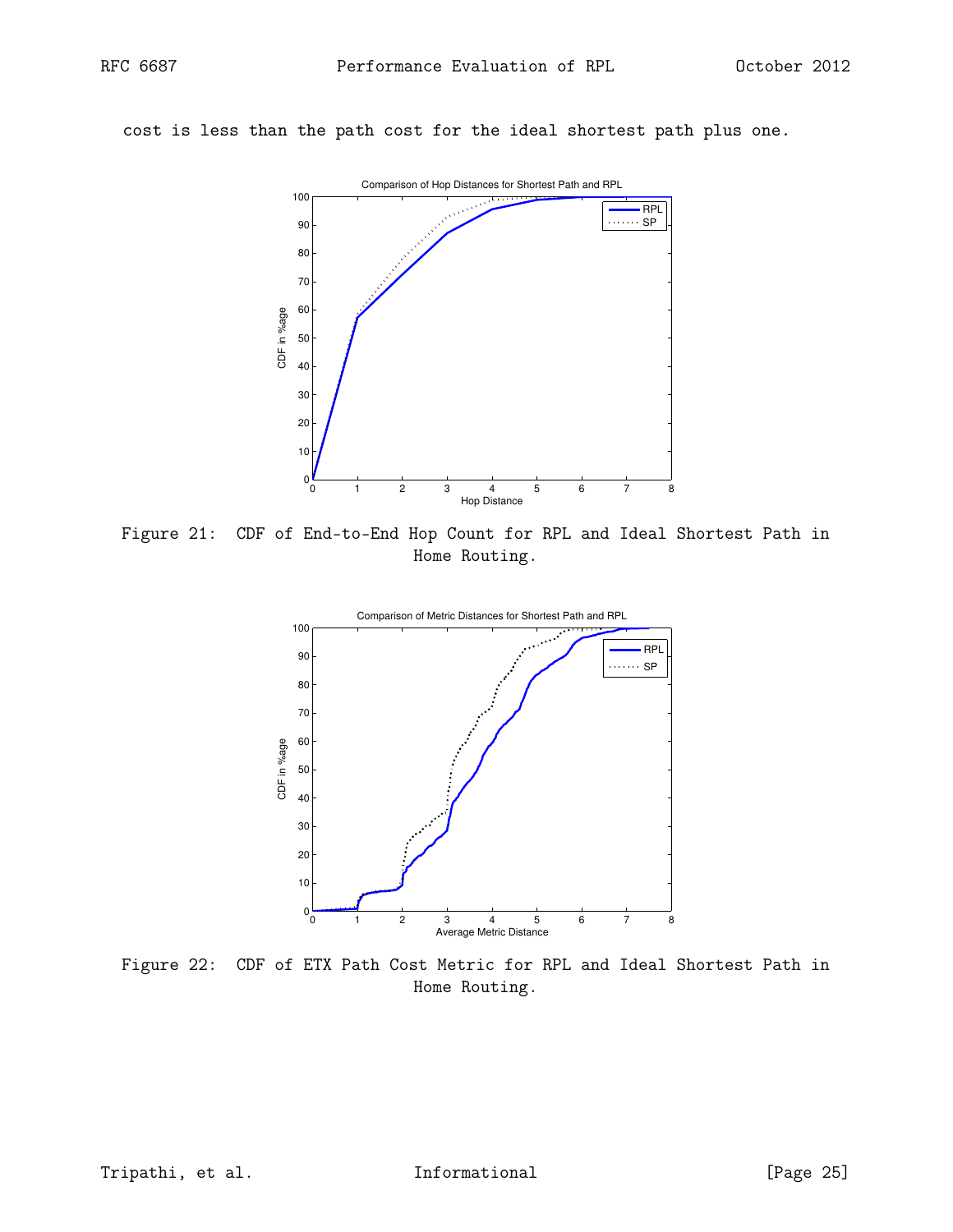cost is less than the path cost for the ideal shortest path plus one.

Figure 21: CDF of End-to-End Hop Count for RPL and Ideal Shortest Path in Home Routing.

Figure 22: CDF of ETX Path Cost Metric for RPL and Ideal Shortest Path in Home Routing.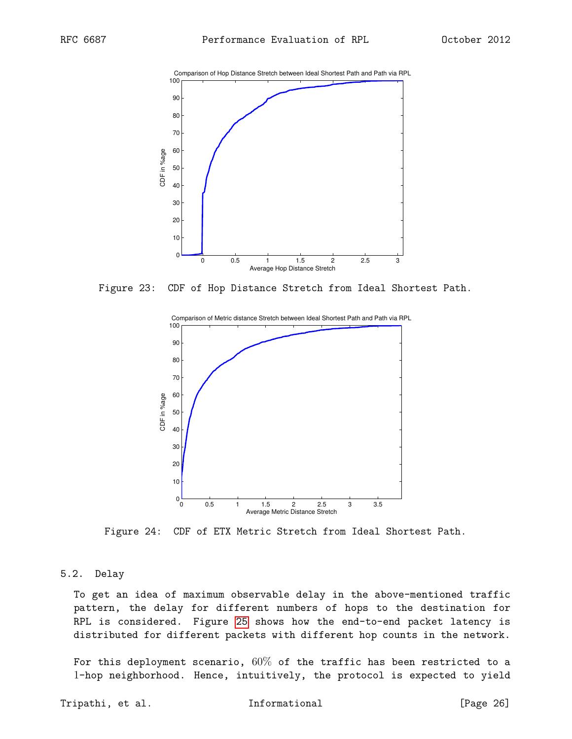Figure 23: CDF of Hop Distance Stretch from Ideal Shortest Path.

Figure 24: CDF of ETX Metric Stretch from Ideal Shortest Path.

### 5.2. Delay

To get an idea of maximum observable delay in the above-mentioned traffic pattern, the delay for different numbers of hops to the destination for RPL is considered. Figure 25 shows how the end-to-end packet latency is distributed for different packets with different hop counts in the network.

For this deployment scenario, $60\%$ of the traffic has been restricted to a 1-hop neighborhood. Hence, intuitively, the protocol is expected to yield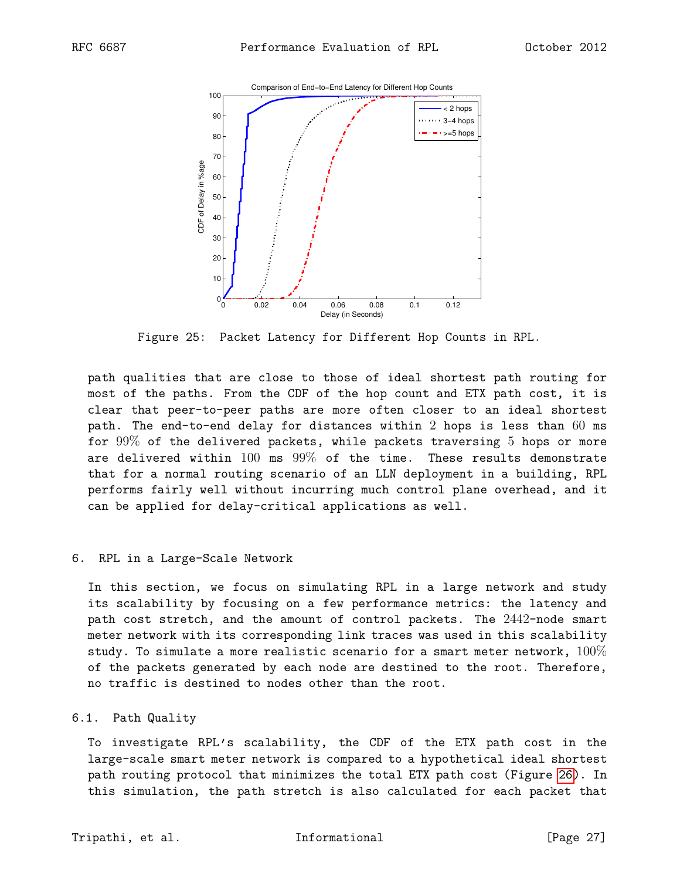Figure 25: Packet Latency for Different Hop Counts in RPL.

path qualities that are close to those of ideal shortest path routing for most of the paths. From the CDF of the hop count and ETX path cost, it is clear that peer-to-peer paths are more often closer to an ideal shortest path. The end-to-end delay for distances within 2 hops is less than 60 ms for 99% of the delivered packets, while packets traversing 5 hops or more are delivered within 100 ms 99% of the time. These results demonstrate that for a normal routing scenario of an LLN deployment in a building, RPL performs fairly well without incurring much control plane overhead, and it can be applied for delay-critical applications as well.

## 6. RPL in a Large-Scale Network

In this section, we focus on simulating RPL in a large network and study its scalability by focusing on a few performance metrics: the latency and path cost stretch, and the amount of control packets. The 2442-node smart meter network with its corresponding link traces was used in this scalability study. To simulate a more realistic scenario for a smart meter network, 100% of the packets generated by each node are destined to the root. Therefore, no traffic is destined to nodes other than the root.

### 6.1. Path Quality

To investigate RPL's scalability, the CDF of the ETX path cost in the large-scale smart meter network is compared to a hypothetical ideal shortest path routing protocol that minimizes the total ETX path cost (Figure 26). In this simulation, the path stretch is also calculated for each packet that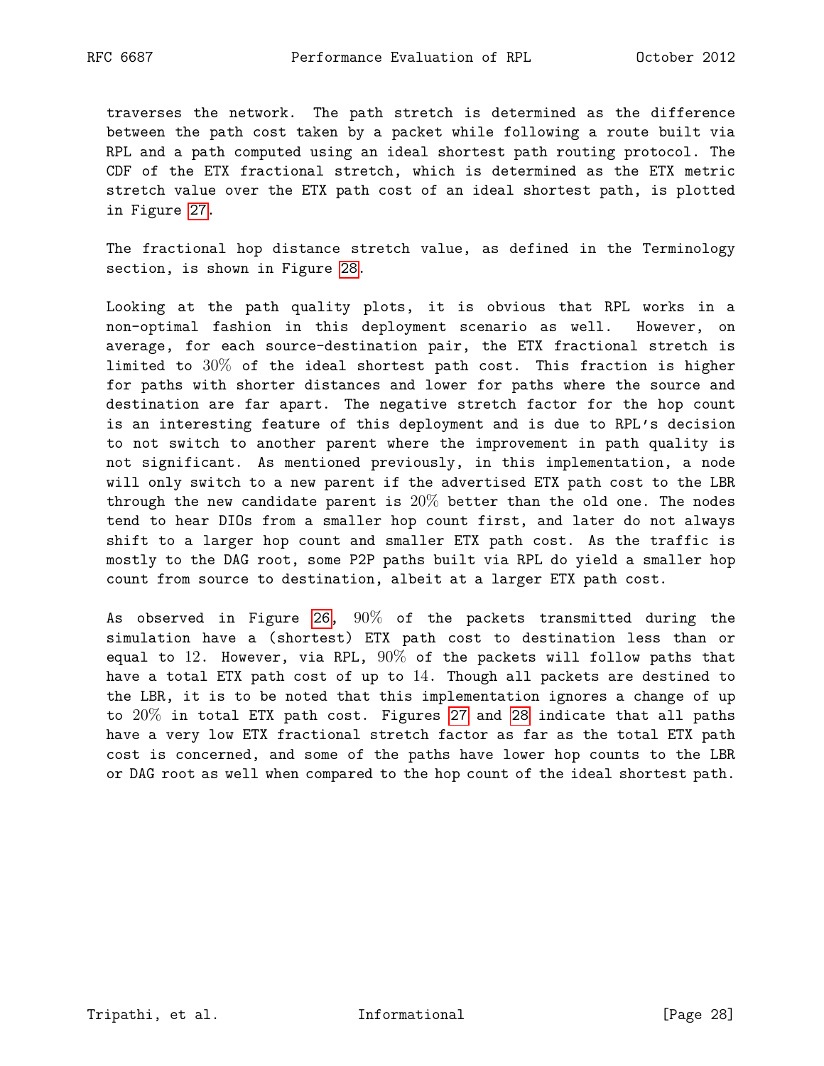traverses the network. The path stretch is determined as the difference between the path cost taken by a packet while following a route built via RPL and a path computed using an ideal shortest path routing protocol. The CDF of the ETX fractional stretch, which is determined as the ETX metric stretch value over the ETX path cost of an ideal shortest path, is plotted in Figure 27.

The fractional hop distance stretch value, as defined in the Terminology section, is shown in Figure 28.

Looking at the path quality plots, it is obvious that RPL works in a non-optimal fashion in this deployment scenario as well. However, on average, for each source-destination pair, the ETX fractional stretch is limited to 30% of the ideal shortest path cost. This fraction is higher for paths with shorter distances and lower for paths where the source and destination are far apart. The negative stretch factor for the hop count is an interesting feature of this deployment and is due to RPL's decision to not switch to another parent where the improvement in path quality is not significant. As mentioned previously, in this implementation, a node will only switch to a new parent if the advertised ETX path cost to the LBR through the new candidate parent is 20% better than the old one. The nodes tend to hear DIOs from a smaller hop count first, and later do not always shift to a larger hop count and smaller ETX path cost. As the traffic is mostly to the DAG root, some P2P paths built via RPL do yield a smaller hop count from source to destination, albeit at a larger ETX path cost.

As observed in Figure 26, 90% of the packets transmitted during the simulation have a (shortest) ETX path cost to destination less than or equal to 12. However, via RPL, 90% of the packets will follow paths that have a total ETX path cost of up to 14. Though all packets are destined to the LBR, it is to be noted that this implementation ignores a change of up to 20% in total ETX path cost. Figures 27 and 28 indicate that all paths have a very low ETX fractional stretch factor as far as the total ETX path cost is concerned, and some of the paths have lower hop counts to the LBR or DAG root as well when compared to the hop count of the ideal shortest path.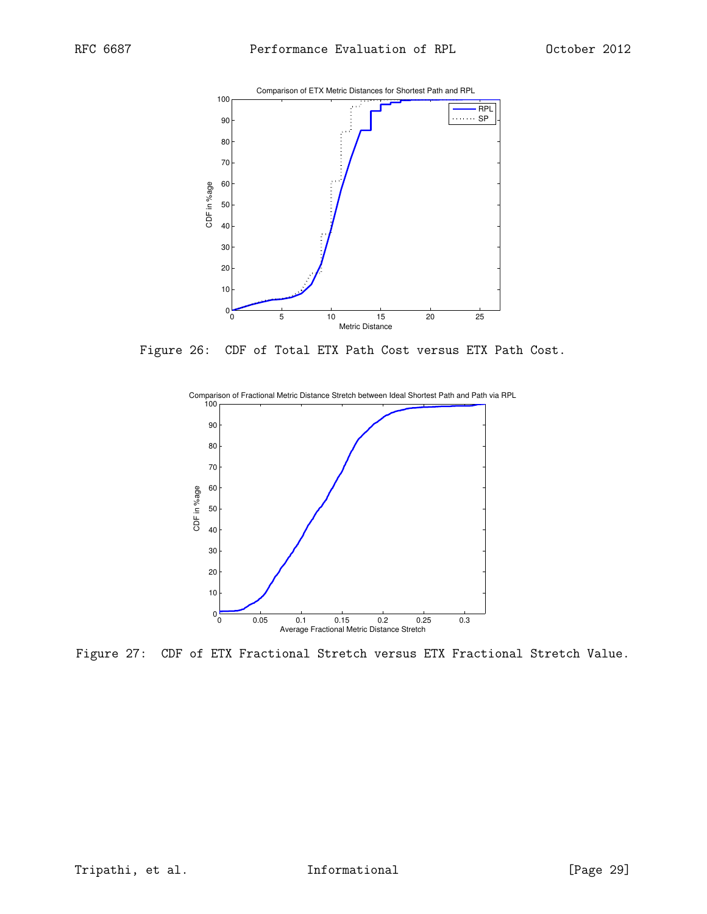Figure 26: CDF of Total ETX Path Cost versus ETX Path Cost.

Figure 27: CDF of ETX Fractional Stretch versus ETX Fractional Stretch Value.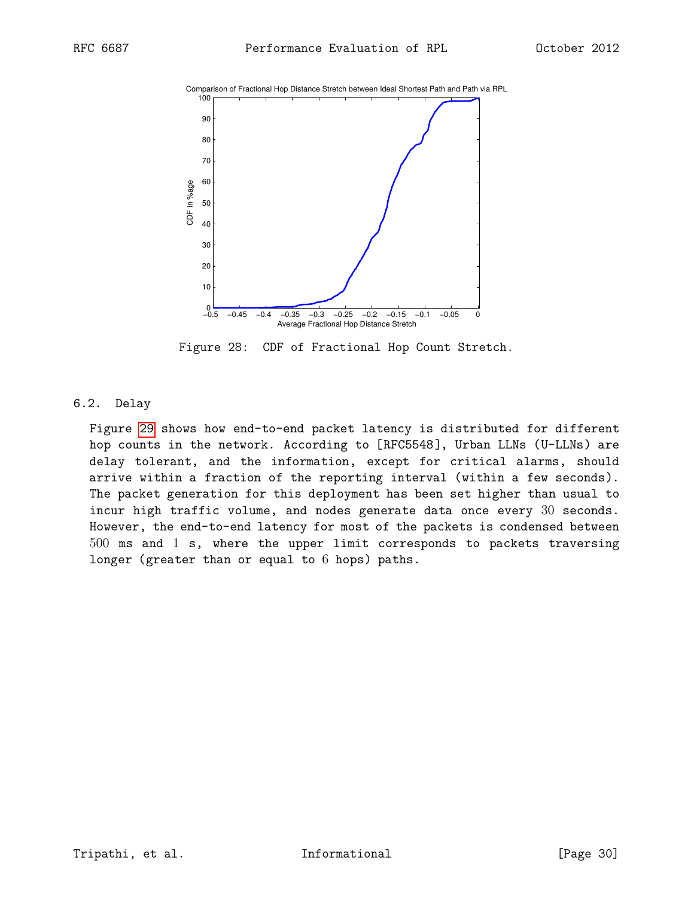Figure 28: CDF of Fractional Hop Count Stretch.

### 6.2. Delay

Figure 29 shows how end-to-end packet latency is distributed for different hop counts in the network. According to [RFC5548], Urban LLNs (U-LLNs) are delay tolerant, and the information, except for critical alarms, should arrive within a fraction of the reporting interval (within a few seconds). The packet generation for this deployment has been set higher than usual to incur high traffic volume, and nodes generate data once every 30 seconds. However, the end-to-end latency for most of the packets is condensed between 500 ms and 1 s, where the upper limit corresponds to packets traversing longer (greater than or equal to 6 hops) paths.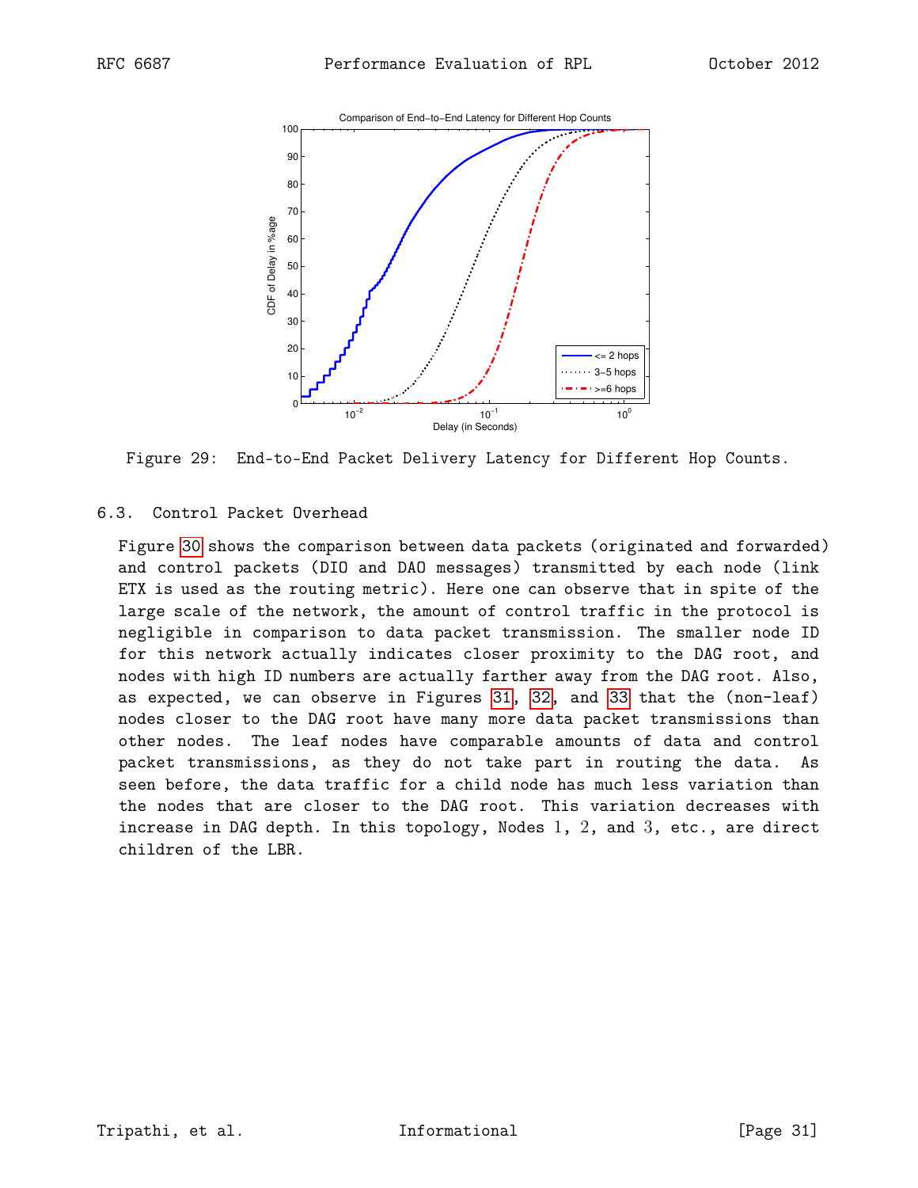Figure 29: End-to-End Packet Delivery Latency for Different Hop Counts.

### 6.3. Control Packet Overhead

Figure 30 shows the comparison between data packets (originated and forwarded) and control packets (DIO and DAO messages) transmitted by each node (link ETX is used as the routing metric). Here one can observe that in spite of the large scale of the network, the amount of control traffic in the protocol is negligible in comparison to data packet transmission. The smaller node ID for this network actually indicates closer proximity to the DAG root, and nodes with high ID numbers are actually farther away from the DAG root. Also, as expected, we can observe in Figures 31, 32, and 33 that the (non-leaf) nodes closer to the DAG root have many more data packet transmissions than other nodes. The leaf nodes have comparable amounts of data and control packet transmissions, as they do not take part in routing the data. As seen before, the data traffic for a child node has much less variation than the nodes that are closer to the DAG root. This variation decreases with increase in DAG depth. In this topology, Nodes 1, 2, and 3, etc., are direct children of the LBR.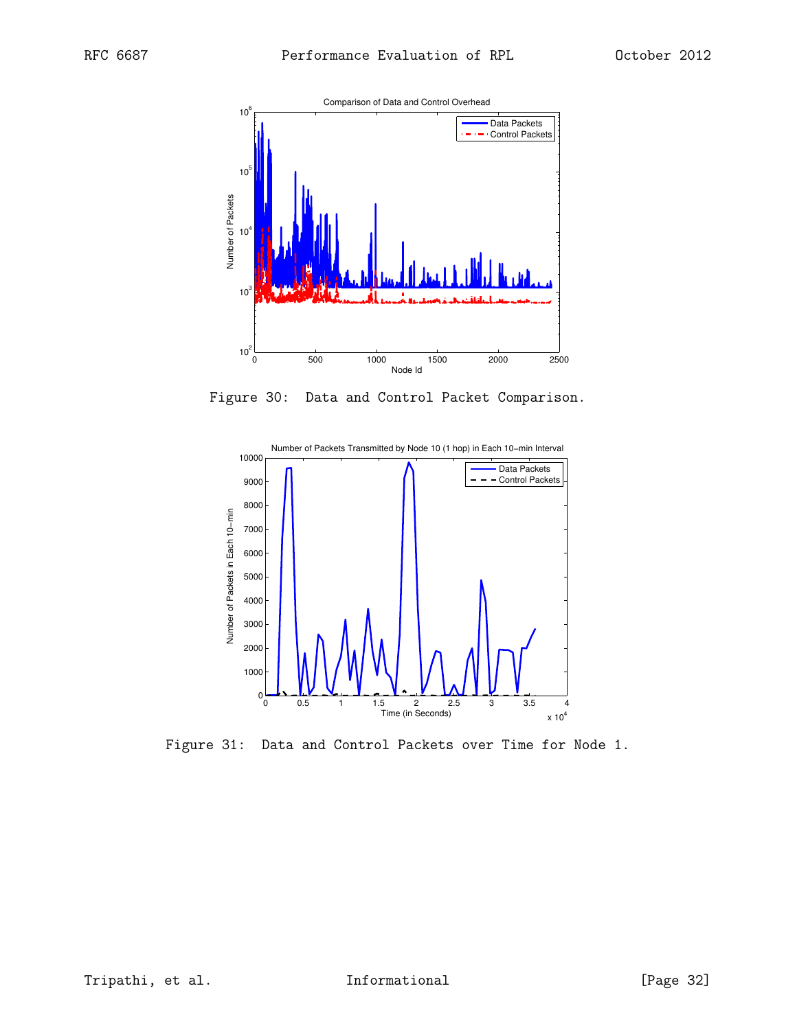Figure 30: Data and Control Packet Comparison.

Figure 31: Data and Control Packets over Time for Node 1.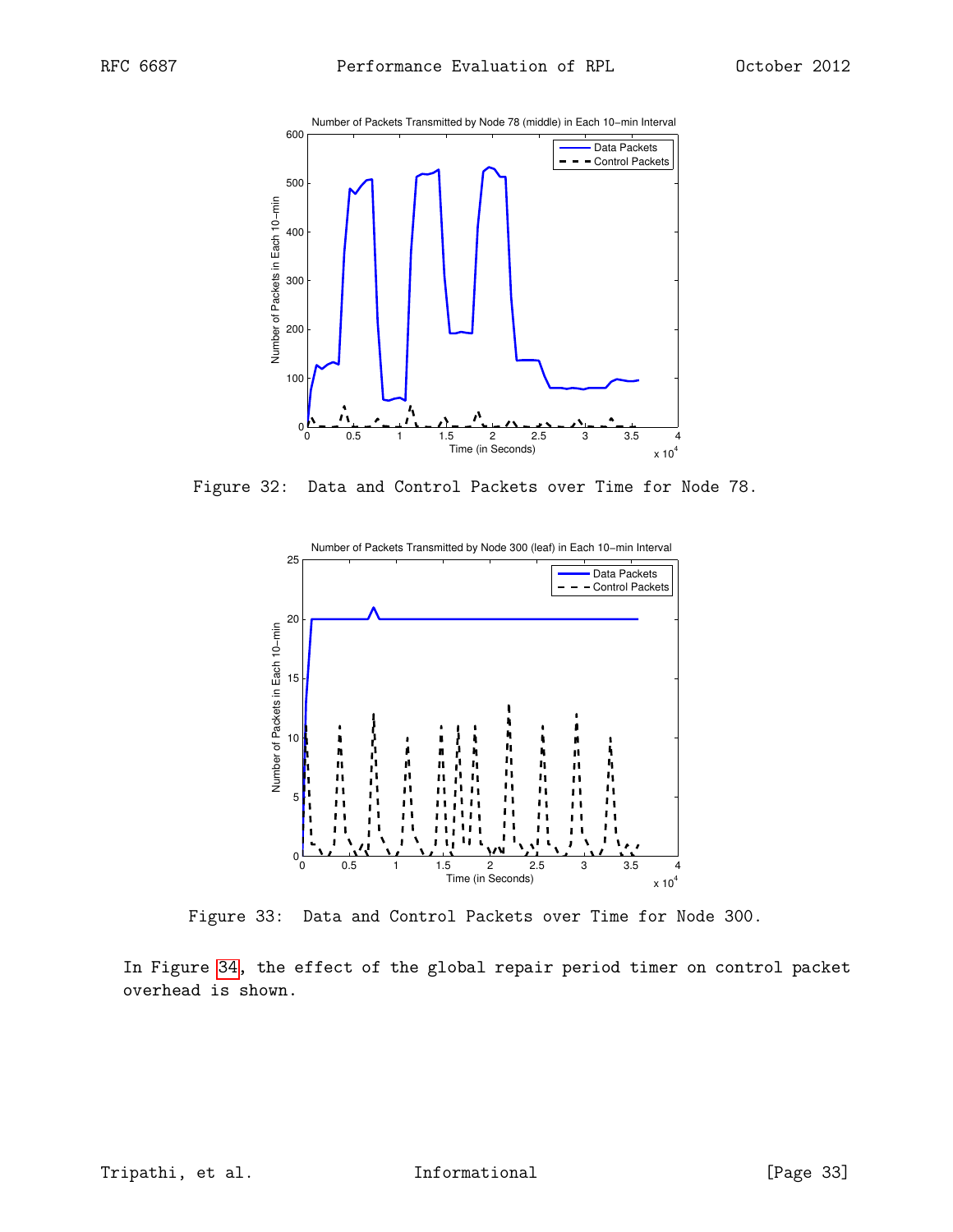Figure 32: Data and Control Packets over Time for Node 78.

Figure 33: Data and Control Packets over Time for Node 300.

In Figure 34, the effect of the global repair period timer on control packet overhead is shown.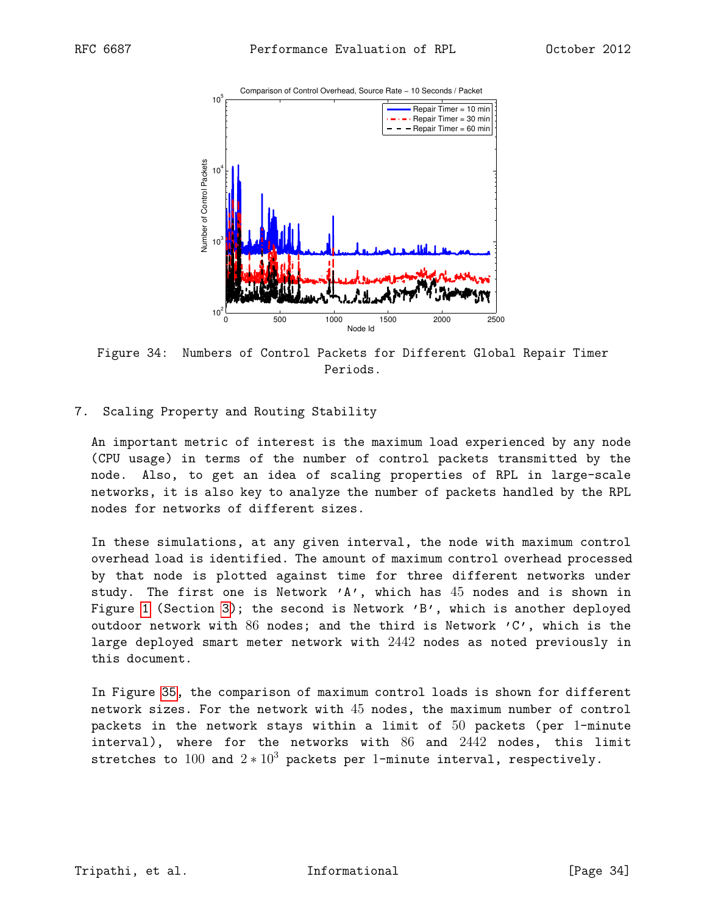Figure 34: Numbers of Control Packets for Different Global Repair Timer Periods.

## 7. Scaling Property and Routing Stability

An important metric of interest is the maximum load experienced by any node (CPU usage) in terms of the number of control packets transmitted by the node. Also, to get an idea of scaling properties of RPL in large-scale networks, it is also key to analyze the number of packets handled by the RPL nodes for networks of different sizes.

In these simulations, at any given interval, the node with maximum control overhead load is identified. The amount of maximum control overhead processed by that node is plotted against time for three different networks under study. The first one is Network 'A', which has 45 nodes and is shown in Figure 1 (Section 3); the second is Network 'B', which is another deployed outdoor network with 86 nodes; and the third is Network 'C', which is the large deployed smart meter network with 2442 nodes as noted previously in this document.

In Figure 35, the comparison of maximum control loads is shown for different network sizes. For the network with 45 nodes, the maximum number of control packets in the network stays within a limit of 50 packets (per 1-minute interval), where for the networks with 86 and 2442 nodes, this limit stretches to 100 and $2 * 10^3$ packets per 1-minute interval, respectively.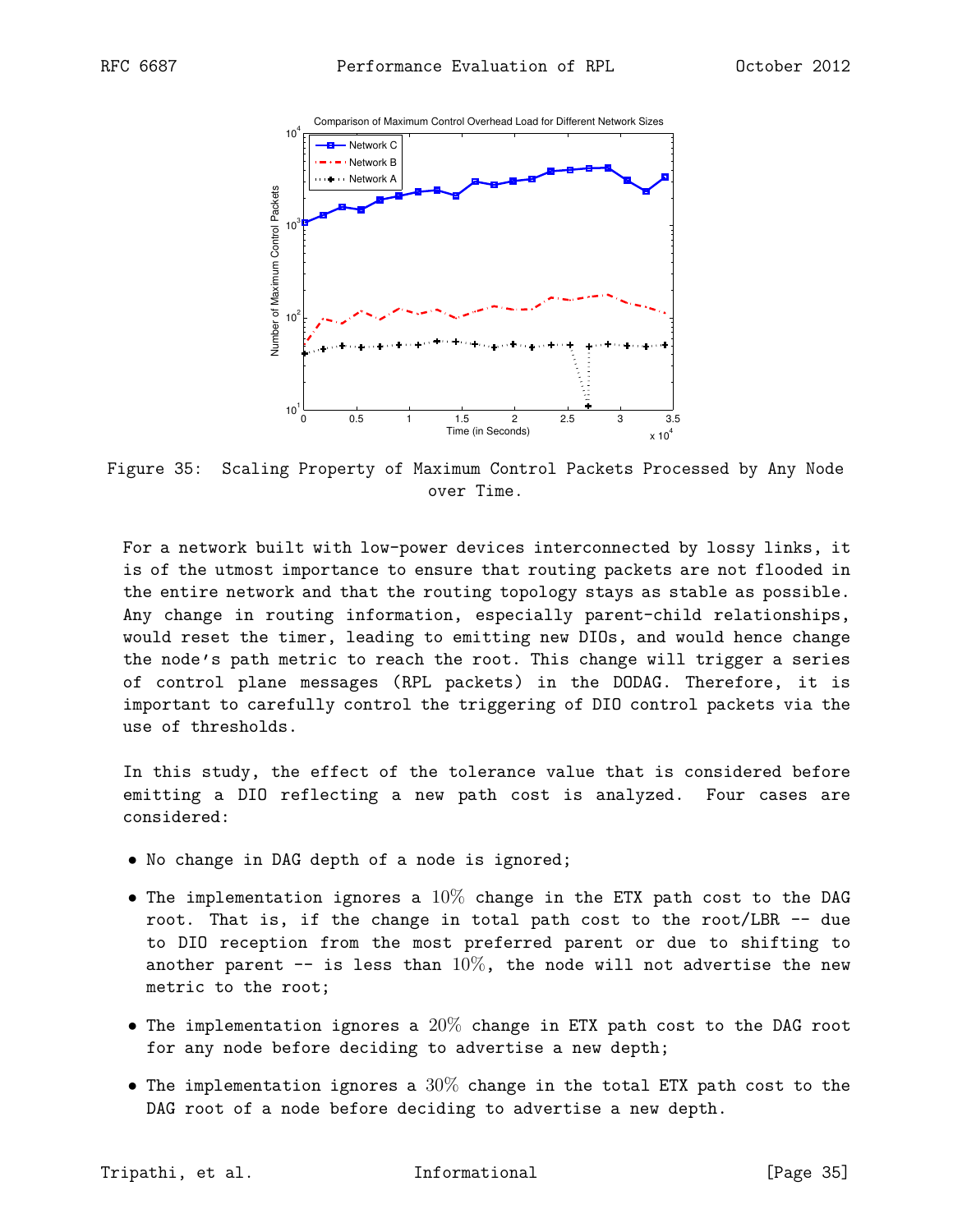Figure 35: Scaling Property of Maximum Control Packets Processed by Any Node over Time.

For a network built with low-power devices interconnected by lossy links, it is of the utmost importance to ensure that routing packets are not flooded in the entire network and that the routing topology stays as stable as possible. Any change in routing information, especially parent-child relationships, would reset the timer, leading to emitting new DIOs, and would hence change the node's path metric to reach the root. This change will trigger a series of control plane messages (RPL packets) in the DODAG. Therefore, it is important to carefully control the triggering of DIO control packets via the use of thresholds.

In this study, the effect of the tolerance value that is considered before emitting a DIO reflecting a new path cost is analyzed. Four cases are considered:

- No change in DAG depth of a node is ignored;
- The implementation ignores a 10% change in the ETX path cost to the DAG root. That is, if the change in total path cost to the root/LBR -- due to DIO reception from the most preferred parent or due to shifting to another parent -- is less than 10%, the node will not advertise the new metric to the root;
- The implementation ignores a 20% change in ETX path cost to the DAG root for any node before deciding to advertise a new depth;
- The implementation ignores a 30% change in the total ETX path cost to the DAG root of a node before deciding to advertise a new depth.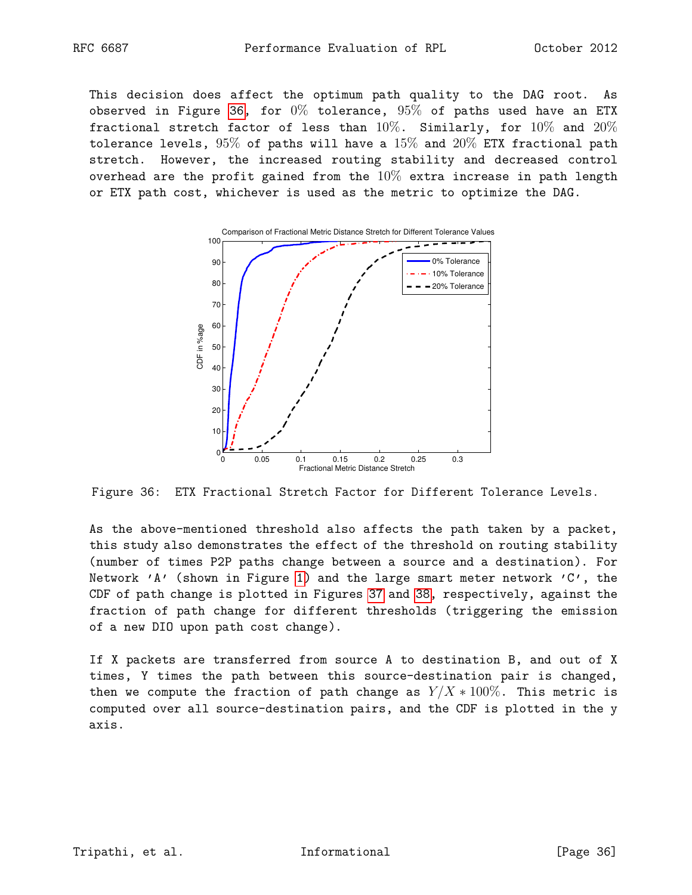This decision does affect the optimum path quality to the DAG root. As observed in Figure 36, for $0\%$ tolerance, $95\%$ of paths used have an ETX fractional stretch factor of less than $10\%$. Similarly, for $10\%$ and $20\%$ tolerance levels, $95\%$ of paths will have a $15\%$ and $20\%$ ETX fractional path stretch. However, the increased routing stability and decreased control overhead are the profit gained from the $10\%$ extra increase in path length or ETX path cost, whichever is used as the metric to optimize the DAG.

Figure 36: ETX Fractional Stretch Factor for Different Tolerance Levels.

As the above-mentioned threshold also affects the path taken by a packet, this study also demonstrates the effect of the threshold on routing stability (number of times P2P paths change between a source and a destination). For Network 'A' (shown in Figure 1) and the large smart meter network 'C', the CDF of path change is plotted in Figures 37 and 38, respectively, against the fraction of path change for different thresholds (triggering the emission of a new DIO upon path cost change).

If X packets are transferred from source A to destination B, and out of X times, Y times the path between this source-destination pair is changed, then we compute the fraction of path change as $Y/X * 100\%$. This metric is computed over all source-destination pairs, and the CDF is plotted in the y axis.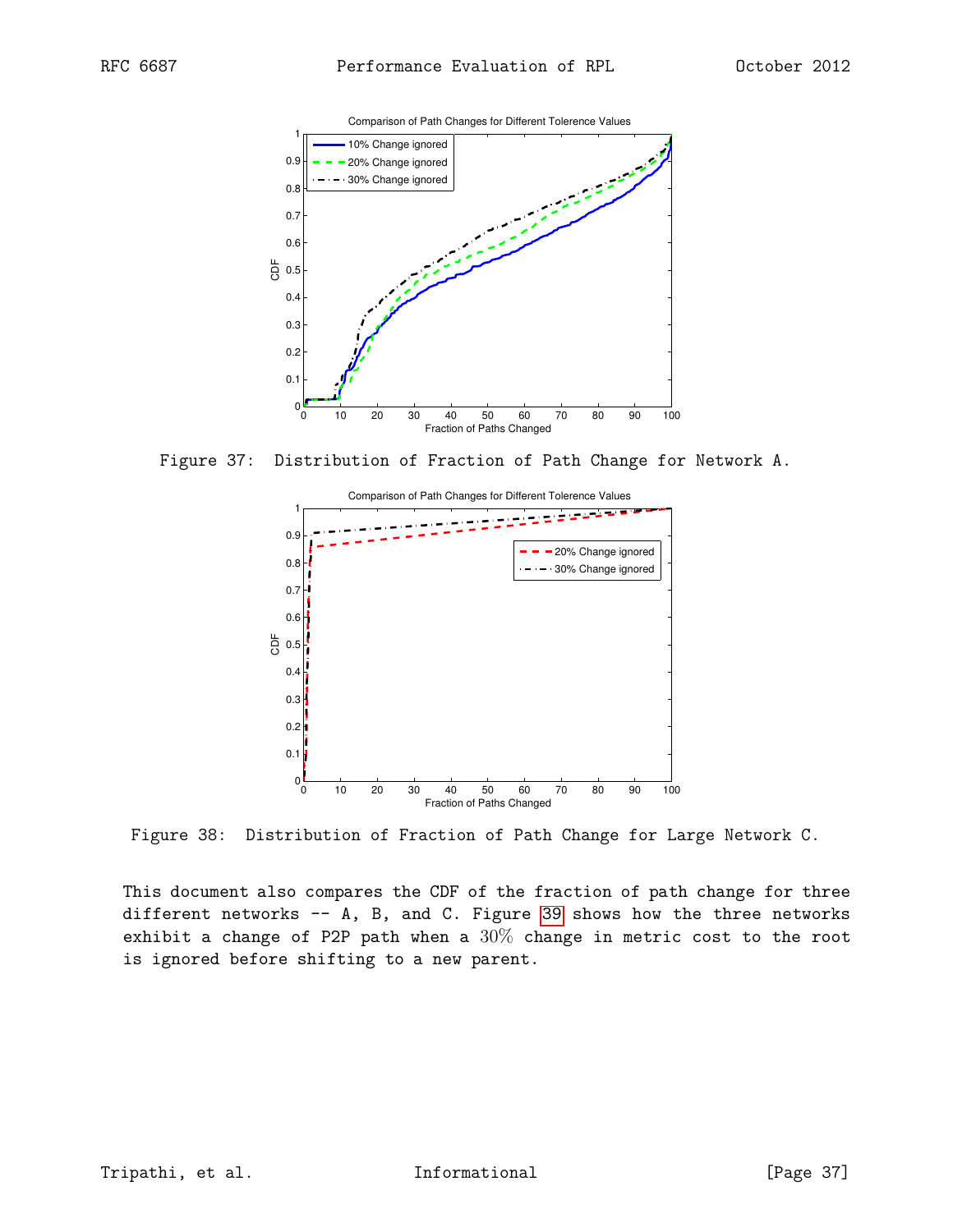Figure 37: Distribution of Fraction of Path Change for Network A.

Figure 38: Distribution of Fraction of Path Change for Large Network C.

This document also compares the CDF of the fraction of path change for three different networks -- A, B, and C. Figure 39 shows how the three networks exhibit a change of P2P path when a $30\%$ change in metric cost to the root is ignored before shifting to a new parent.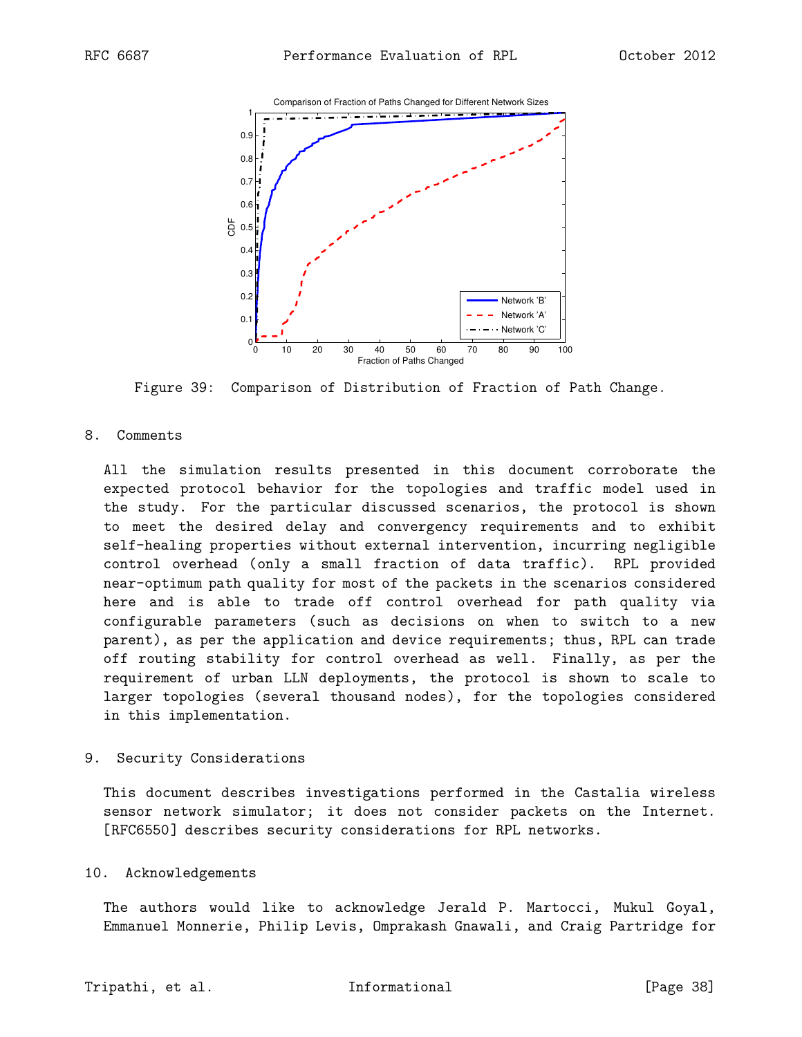Figure 39: Comparison of Distribution of Fraction of Path Change.

## 8. Comments

All the simulation results presented in this document corroborate the expected protocol behavior for the topologies and traffic model used in the study. For the particular discussed scenarios, the protocol is shown to meet the desired delay and convergency requirements and to exhibit self-healing properties without external intervention, incurring negligible control overhead (only a small fraction of data traffic). RPL provided near-optimum path quality for most of the packets in the scenarios considered here and is able to trade off control overhead for path quality via configurable parameters (such as decisions on when to switch to a new parent), as per the application and device requirements; thus, RPL can trade off routing stability for control overhead as well. Finally, as per the requirement of urban LLN deployments, the protocol is shown to scale to larger topologies (several thousand nodes), for the topologies considered in this implementation.

## 9. Security Considerations

This document describes investigations performed in the Castalia wireless sensor network simulator; it does not consider packets on the Internet. [RFC6550] describes security considerations for RPL networks.

## 10. Acknowledgements

The authors would like to acknowledge Jerald P. Martocci, Mukul Goyal, Emmanuel Monnerie, Philip Levis, Omprakash Gnawali, and Craig Partridge for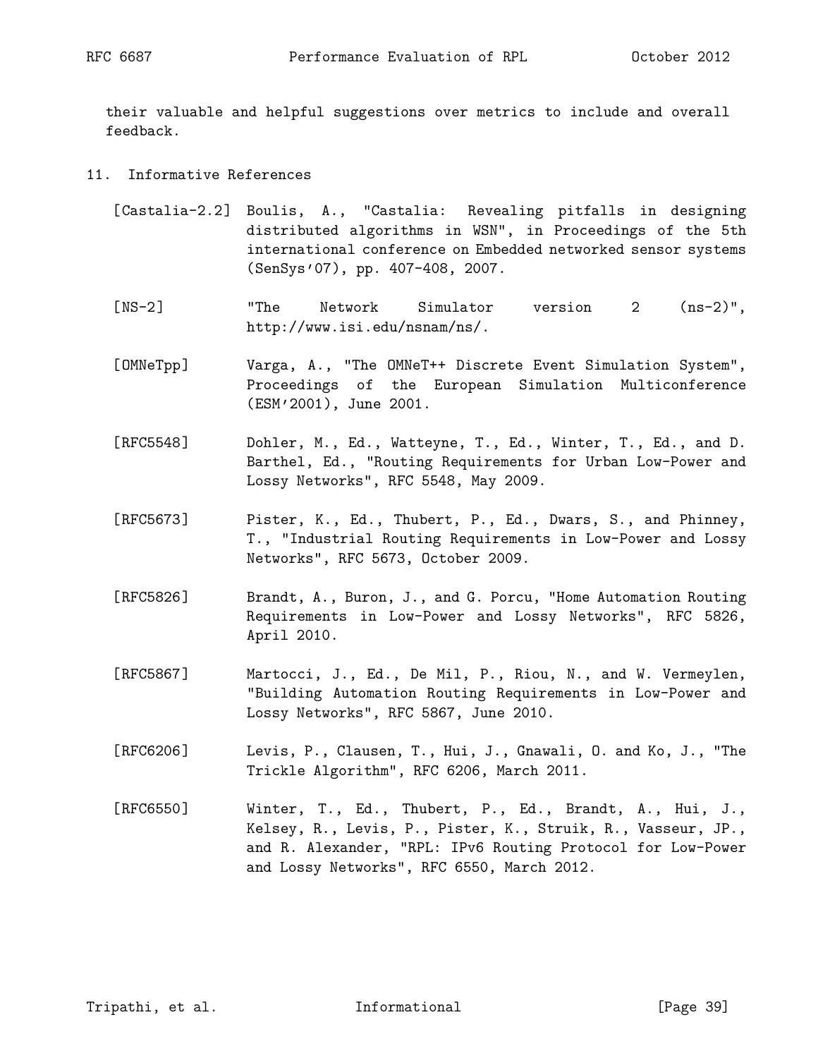their valuable and helpful suggestions over metrics to include and overall feedback.

## 11. Informative References

[Castalia-2.2] Boulis, A., "Castalia: Revealing pitfalls in designing distributed algorithms in WSN", in Proceedings of the 5th international conference on Embedded networked sensor systems (SenSys'07), pp. 407-408, 2007.

[NS-2] "The Network Simulator version 2 (ns-2)", http://www.isi.edu/nsnam/ns/.

[OMNeTpp] Varga, A., "The OMNeT++ Discrete Event Simulation System", Proceedings of the European Simulation Multiconference (ESM'2001), June 2001.

[RFC5548] Dohler, M., Ed., Watteyne, T., Ed., Winter, T., Ed., and D. Barthel, Ed., "Routing Requirements for Urban Low-Power and Lossy Networks", RFC 5548, May 2009.

[RFC5673] Pister, K., Ed., Thubert, P., Ed., Dwars, S., and Phinney, T., "Industrial Routing Requirements in Low-Power and Lossy Networks", RFC 5673, October 2009.

[RFC5826] Brandt, A., Buron, J., and G. Porcu, "Home Automation Routing Requirements in Low-Power and Lossy Networks", RFC 5826, April 2010.

[RFC5867] Martocci, J., Ed., De Mil, P., Riou, N., and W. Vermeylen, "Building Automation Routing Requirements in Low-Power and Lossy Networks", RFC 5867, June 2010.

[RFC6206] Levis, P., Clausen, T., Hui, J., Gnawali, O. and Ko, J., "The Trickle Algorithm", RFC 6206, March 2011.

[RFC6550] Winter, T., Ed., Thubert, P., Ed., Brandt, A., Hui, J., Kelsey, R., Levis, P., Pister, K., Struik, R., Vasseur, JP., and R. Alexander, "RPL: IPv6 Routing Protocol for Low-Power and Lossy Networks", RFC 6550, March 2012.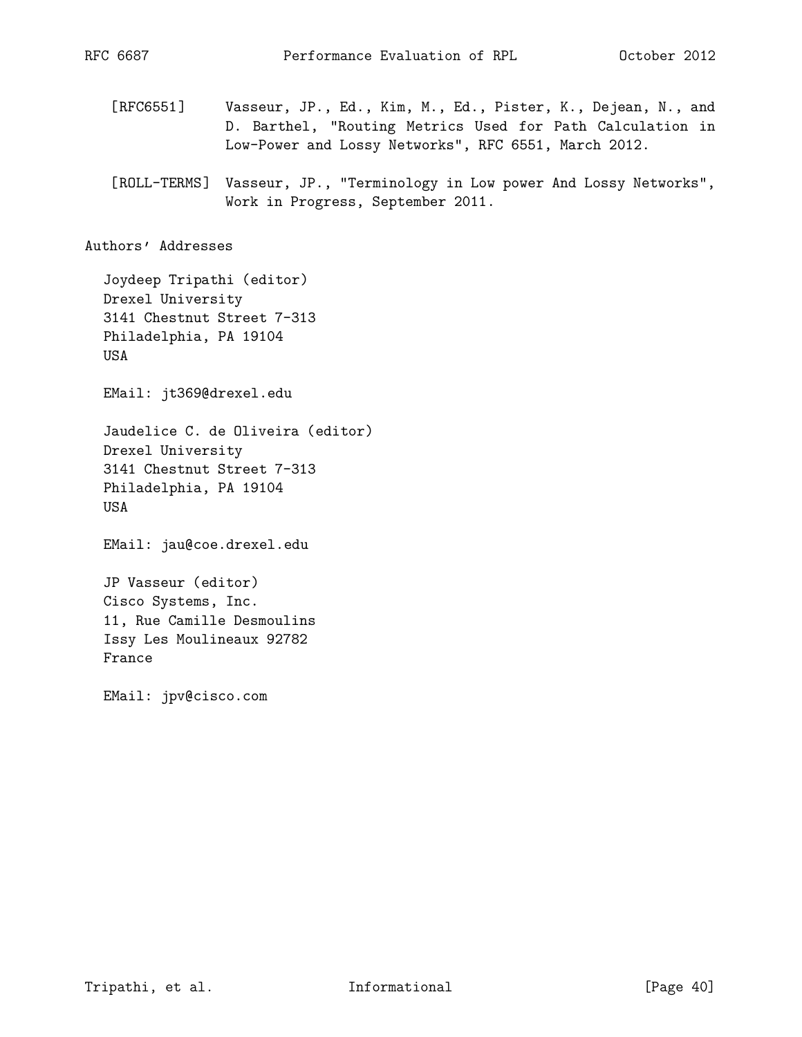[RFC6551] Vasseur, JP., Ed., Kim, M., Ed., Pister, K., Dejean, N., and D. Barthel, "Routing Metrics Used for Path Calculation in Low-Power and Lossy Networks", RFC 6551, March 2012.

[ROLL-TERMS] Vasseur, JP., "Terminology in Low power And Lossy Networks", Work in Progress, September 2011.

## Authors' Addresses

Joydeep Tripathi (editor)
Drexel University
3141 Chestnut Street 7-313
Philadelphia, PA 19104
USA

EMail: jt369@drexel.edu

Jaudelice C. de Oliveira (editor)
Drexel University
3141 Chestnut Street 7-313
Philadelphia, PA 19104
USA

EMail: jau@coe.drexel.edu

JP Vasseur (editor)
Cisco Systems, Inc.
11, Rue Camille Desmoulins
Issy Les Moulineaux 92782
France

EMail: jpv@cisco.com